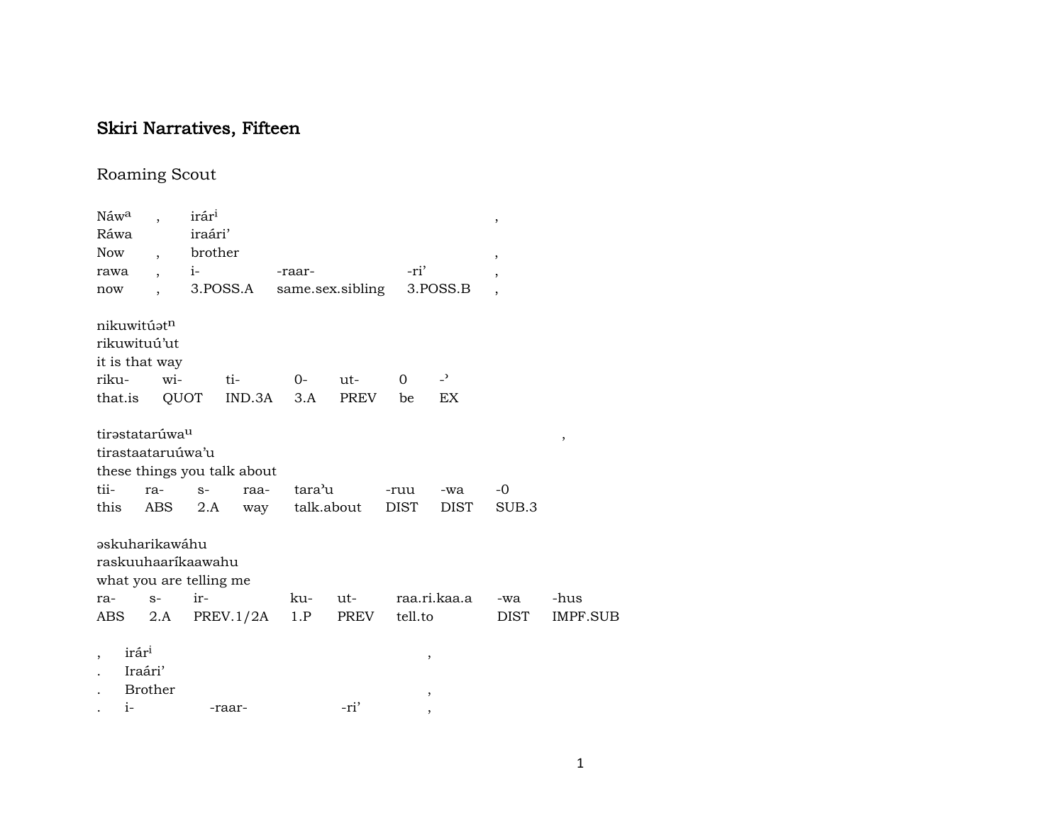# Skiri Narratives, Fifteen

## Roaming Scout

| Náw[a] | , | irár[i] | | | , |
|---|---|---|---|---|---|
| Ráwa | | iraári' | | | |
| Now | , | brother | | | , |
| rawa | , | i- | -raar- | -ri' | , |
| now | , | 3.POSS.A | same.sex.sibling | 3.POSS.B | , |

| nikuwitúət[n] | | | | | | |
|---|---|---|---|---|---|---|
| rikuwituú'ut | | | | | | |
| it is that way | | | | | | |
| riku- | wi- | ti- | 0- | ut- | 0 | -' |
| that.is | QUOT | IND.3A | 3.A | PREV | be | EX |

| tirəstatarúwa[u] | | | | | | | , |
|---|---|---|---|---|---|---|---|
| tirastaataruúwa'u | | | | | | | |
| these things you talk about | | | | | | | |
| tii- | ra- | s- | raa- | tara'u | -ruu | -wa | -0 |
| this | ABS | 2.A | way | talk.about | DIST | DIST | SUB.3 |

| əskuharikawáhu | | | | | | | |
|---|---|---|---|---|---|---|---|
| raskuuhaaríkaawahu | | | | | | | |
| what you are telling me | | | | | | | |
| ra- | s- | ir- | ku- | ut- | raa.ri.kaa.a | -wa | -hus |
| ABS | 2.A | PREV.1/2A | 1.P | PREV | tell.to | DIST | IMPF.SUB |

| , | irár[i] | | | , |
|---|---|---|---|---|
| . | Iraári' | | | |
| . | Brother | | | , |
| . | i- | -raar- | -ri' | , |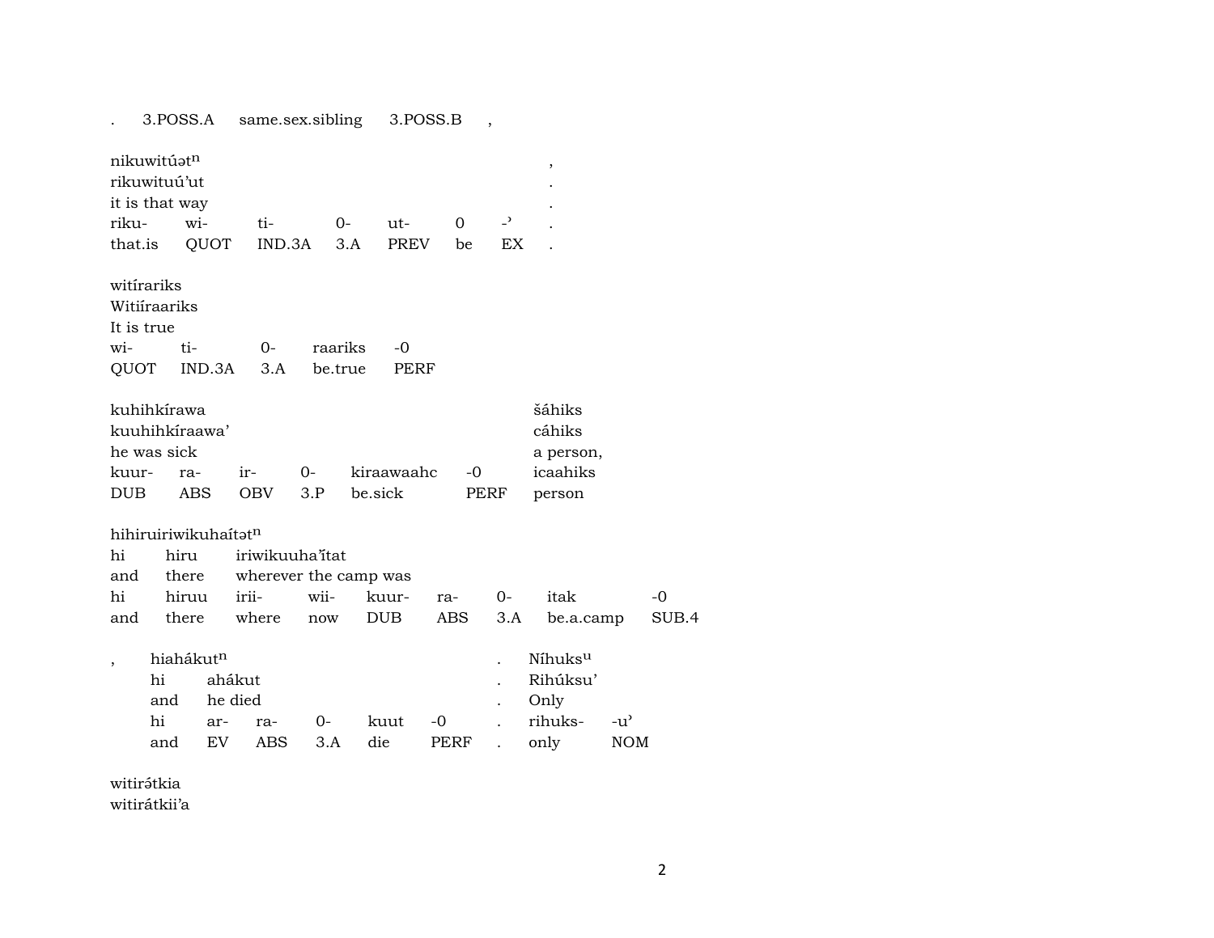. 3.POSS.A same.sex.sibling 3.POSS.B ,

nikuwitúət$^{n}$ ,
rikuwituú'ut .
it is that way .

| riku- | wi- | ti- | 0- | ut- | 0 | -' | . |
|---|---|---|---|---|---|---|---|
| that.is | QUOT | IND.3A | 3.A | PREV | be | EX | . |

witírariks
Witiíraariks
It is true

| wi- | ti- | 0- | raariks | -0 |
|---|---|---|---|---|
| QUOT | IND.3A | 3.A | be.true | PERF |

kuhihkírawa
kuuhihkíraawa'
he was sick

| kuur- | ra- | ir- | 0- | kiraawaahc | -0 |
|---|---|---|---|---|---|
| DUB | ABS | OBV | 3.P | be.sick | PERF |

šáhiks
cáhiks
a person,

| icaahiks |
|---|
| person |

hihiruiriwikuhaítət$^{n}$

| hi | hiru | iriwikuuha'ítat | | | | | |
|---|---|---|---|---|---|---|---|
| and | there | wherever the camp was | | | | | |
| hi | hiruu | irii- | wii- | kuur- | ra- | 0- | itak | -0 |
| and | there | where | now | DUB | ABS | 3.A | be.a.camp | SUB.4 |

, hiahákut$^{n}$ .

| hi | ahákut | | | | | . |
|---|---|---|---|---|---|---|
| and | he died | | | | | . |
| hi | ar- | ra- | 0- | kuut | -0 | . |
| and | EV | ABS | 3.A | die | PERF | . |

Níhuks$^{u}$
Rihúksu'
Only

| rihuks- | -u' |
|---|---|
| only | NOM |

witirə́tkia
witirátkii'a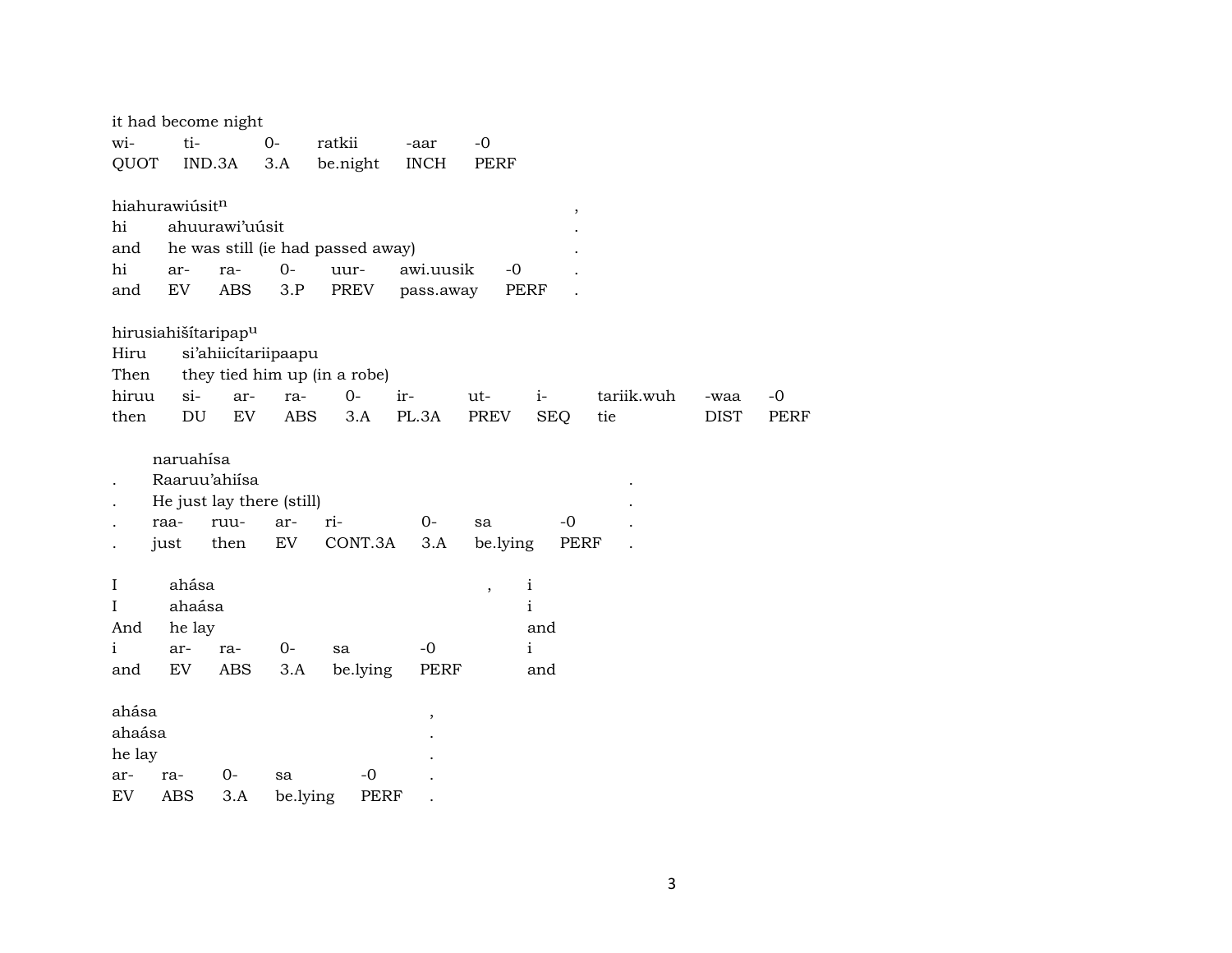it had become night

| wi- | ti- | 0- | ratkii | -aar | -0 |
|---|---|---|---|---|---|
| QUOT | IND.3A | 3.A | be.night | INCH | PERF |

hiahurawiúsit$^{n}$ ,

| hi | ahuurawi'uúsit | | | | | | . |
|---|---|---|---|---|---|---|---|
| and | he was still (ie had passed away) | | | | | | . |
| hi | ar- | ra- | 0- | uur- | awi.uusik | -0 | . |
| and | EV | ABS | 3.P | PREV | pass.away | PERF | . |

hirusiahišítaripap$^{u}$

| Hiru | si'ahiicítariipaapu | | | | | | | | | |
|---|---|---|---|---|---|---|---|---|---|---|
| Then | they tied him up (in a robe) | | | | | | | | | |
| hiruu | si- | ar- | ra- | 0- | ir- | ut- | i- | tariik.wuh | -waa | -0 |
| then | DU | EV | ABS | 3.A | PL.3A | PREV | SEQ | tie | DIST | PERF |

naruahísa

| . | Raaruu'ahiísa | | | | | | | . |
|---|---|---|---|---|---|---|---|---|
| . | He just lay there (still) | | | | | | | . |
| . | raa- | ruu- | ar- | ri- | 0- | sa | -0 | . |
| . | just | then | EV | CONT.3A | 3.A | be.lying | PERF | . |

| I | ahása | | | | | , | i |
|---|---|---|---|---|---|---|---|
| I | ahaása | | | | | | i |
| And | he lay | | | | | | and |
| i | ar- | ra- | 0- | sa | -0 | | i |
| and | EV | ABS | 3.A | be.lying | PERF | | and |

| ahása | | | | | , |
|---|---|---|---|---|---|
| ahaása | | | | | . |
| he lay | | | | | . |
| ar- | ra- | 0- | sa | -0 | . |
| EV | ABS | 3.A | be.lying | PERF | . |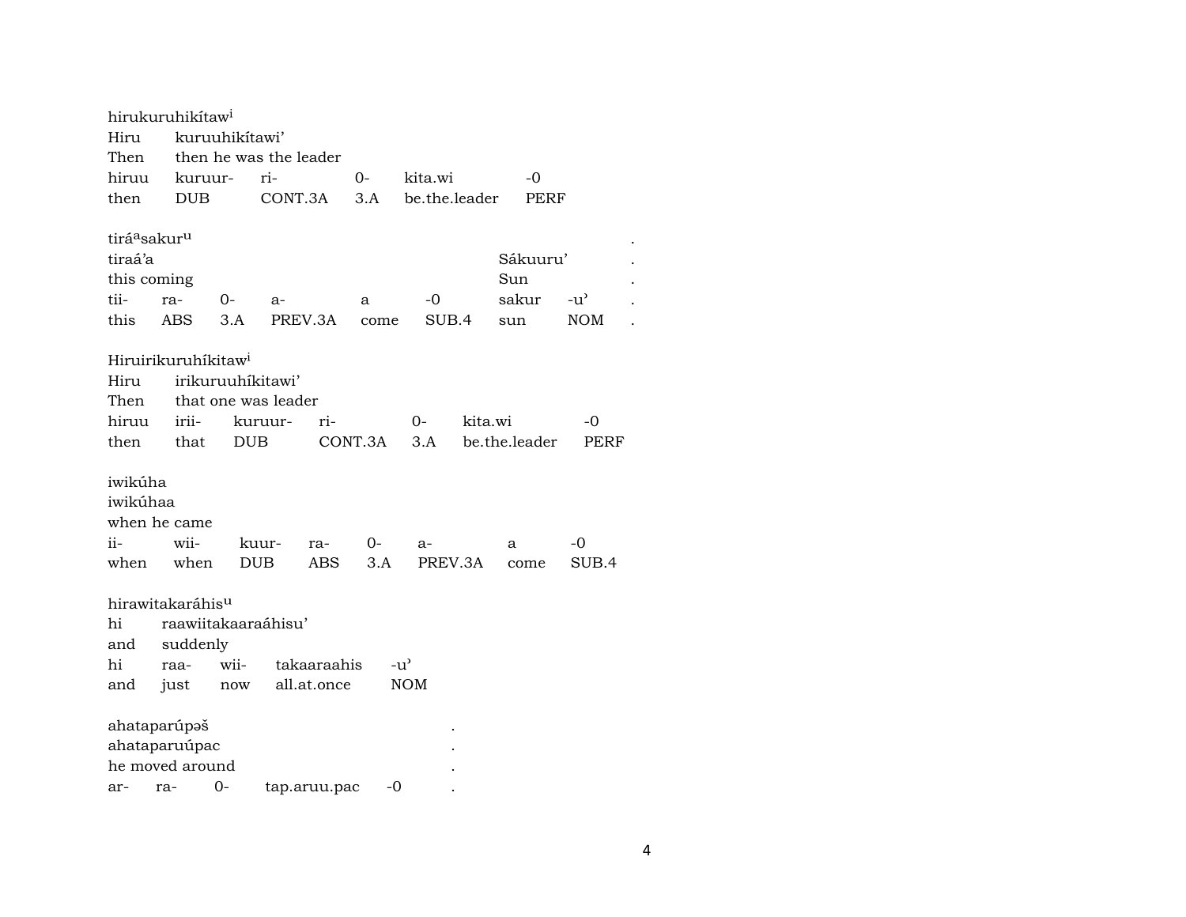hirukuruhikítaw^i
Hiru kuruuhikítawi'
Then then he was the leader

| hiruu | kuruur- | ri- | 0- | kita.wi | -0 |
|---|---|---|---|---|---|
| then | DUB | CONT.3A | 3.A | be.the.leader | PERF |

tirá^a sakur^u .
tiraá'a Sákuuru' .
this coming Sun .

| tii- | ra- | 0- | a- | a | -0 | sakur | -u' | . |
|---|---|---|---|---|---|---|---|---|
| this | ABS | 3.A | PREV.3A | come | SUB.4 | sun | NOM | . |

Hiruirikuruhíkitaw^i
Hiru irikuruuhíkitawi'
Then that one was leader

| hiruu | irii- | kuruur- | ri- | 0- | kita.wi | -0 |
|---|---|---|---|---|---|---|
| then | that | DUB | CONT.3A | 3.A | be.the.leader | PERF |

iwikúha
iwikúhaa
when he came

| ii- | wii- | kuur- | ra- | 0- | a- | a | -0 |
|---|---|---|---|---|---|---|---|
| when | when | DUB | ABS | 3.A | PREV.3A | come | SUB.4 |

hirawitakaráhis^u
hi raawiitakaaraáhisu'
and suddenly

| hi | raa- | wii- | takaaraahis | -u' |
|---|---|---|---|---|
| and | just | now | all.at.once | NOM |

ahataparúpəš .
ahataparuúpac .
he moved around .

| ar- | ra- | 0- | tap.aruu.pac | -0 | . |
|---|---|---|---|---|---|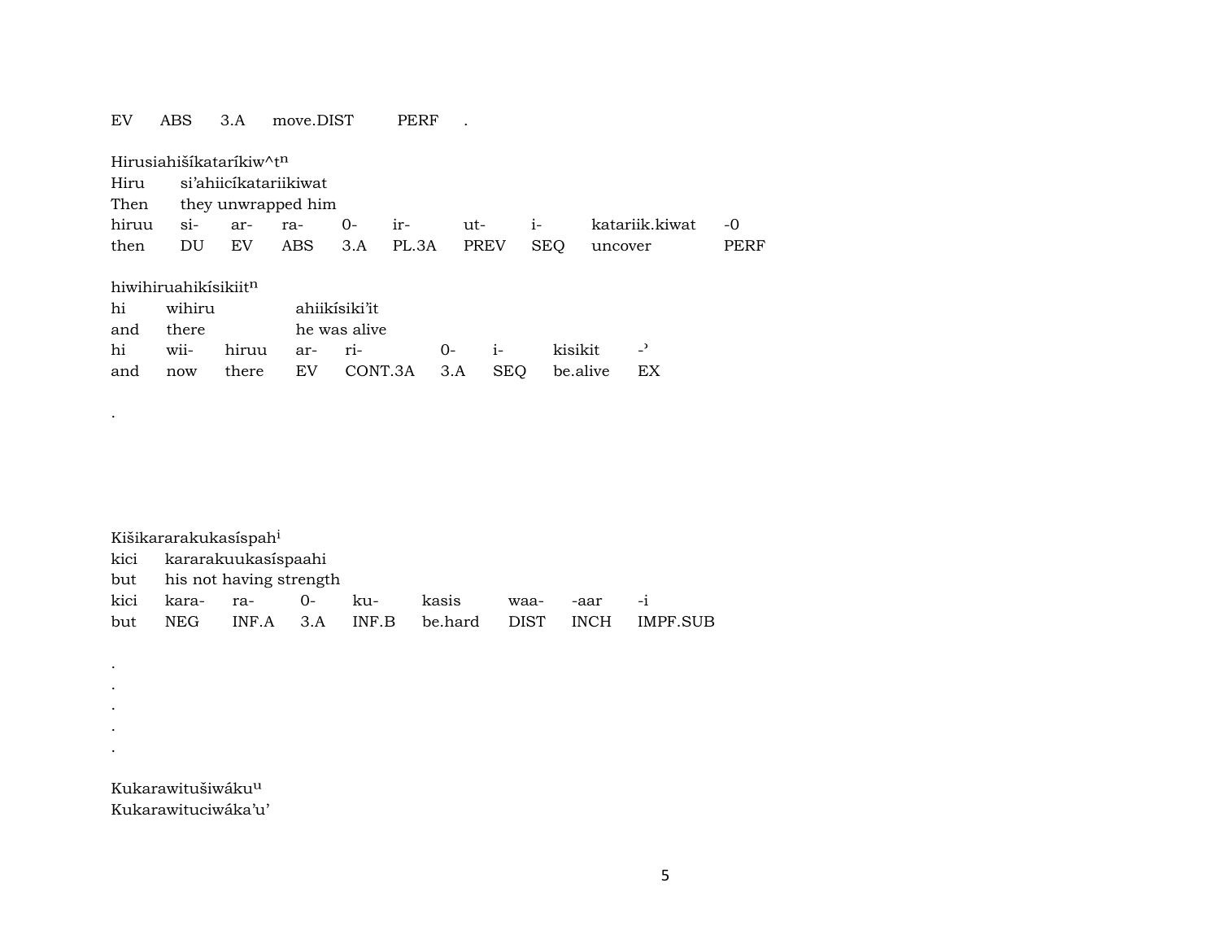EV ABS 3.A move.DIST PERF .

Hirusiahišíkataríkiw^t[n]
Hiru si'ahiicíkatariikiwat
Then they unwrapped him

| hiruu | si- | ar- | ra- | 0- | ir- | ut- | i- | katariik.kiwat | -0 |
|---|---|---|---|---|---|---|---|---|---|
| then | DU | EV | ABS | 3.A | PL.3A | PREV | SEQ | uncover | PERF |

hiwihiruahikísikiit[n]
hi wihiru ahiikísiki'it
and there he was alive

| hi | wii- | hiruu | ar- | ri- | 0- | i- | kisikit | -' |
|---|---|---|---|---|---|---|---|---|
| and | now | there | EV | CONT.3A | 3.A | SEQ | be.alive | EX |

.

Kišikararakukasíspah[i]
kici kararakuukasíspaahi
but his not having strength

| kici | kara- | ra- | 0- | ku- | kasis | waa- | -aar | -i |
|---|---|---|---|---|---|---|---|---|
| but | NEG | INF.A | 3.A | INF.B | be.hard | DIST | INCH | IMPF.SUB |

.
.
.
.
.

Kukarawitušiwáku[u]
Kukarawituciwáka'u'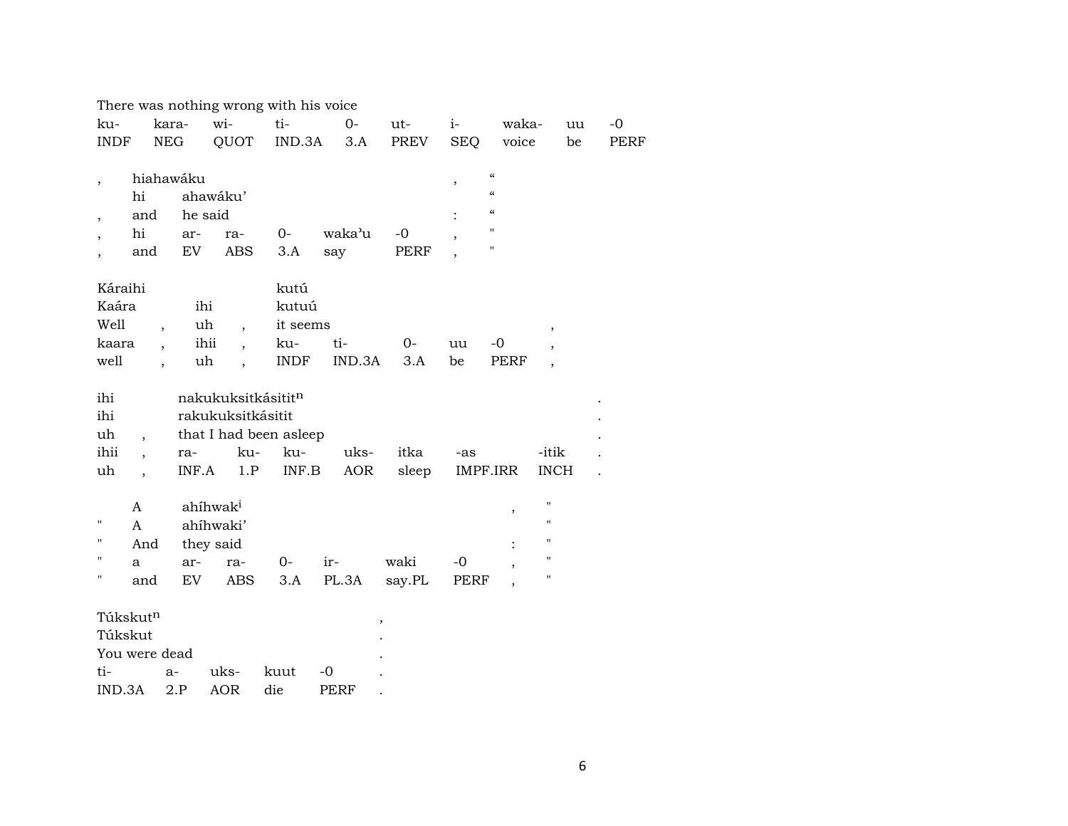There was nothing wrong with his voice

| ku- | kara- | wi- | ti- | 0- | ut- | i- | waka- | uu | -0 |
|---|---|---|---|---|---|---|---|---|---|
| INDF | NEG | QUOT | IND.3A | 3.A | PREV | SEQ | voice | be | PERF |

| , | hiahawáku | | | | | | , | “ |
|---|---|---|---|---|---|---|---|---|
| | hi | ahawáku’ | | | | | | “ |
| , | and | he said | | | | | : | “ |
| , | hi | ar- | ra- | 0- | waka’u | -0 | , | " |
| , | and | EV | ABS | 3.A | say | PERF | , | " |

| Káraihi | | | | kutú | | | | | |
|---|---|---|---|---|---|---|---|---|---|
| Kaára | | ihi | | kutuú | | | | | |
| Well | , | uh | , | it seems | | | | | , |
| kaara | , | ihii | , | ku- | ti- | 0- | uu | -0 | , |
| well | , | uh | , | INDF | IND.3A | 3.A | be | PERF | , |

| ihi | | nakukuksitkásitit$^{n}$ | | | | | | | . |
|---|---|---|---|---|---|---|---|---|---|
| ihi | | rakukuksitkásitit | | | | | | | . |
| uh | , | that I had been asleep | | | | | | | . |
| ihii | , | ra- | ku- | ku- | uks- | itka | -as | -itik | . |
| uh | , | INF.A | 1.P | INF.B | AOR | sleep | IMPF.IRR | INCH | . |

| | A | ahíhwak$^{i}$ | | | | | | , | " |
|---|---|---|---|---|---|---|---|---|---|
| " | A | ahíhwaki’ | | | | | | | " |
| " | And | they said | | | | | | : | " |
| " | a | ar- | ra- | 0- | ir- | waki | -0 | , | " |
| " | and | EV | ABS | 3.A | PL.3A | say.PL | PERF | , | " |

| Túkskut$^{n}$ | | | | | , |
|---|---|---|---|---|---|
| Túkskut | | | | | . |
| You were dead | | | | | . |
| ti- | a- | uks- | kuut | -0 | . |
| IND.3A | 2.P | AOR | die | PERF | . |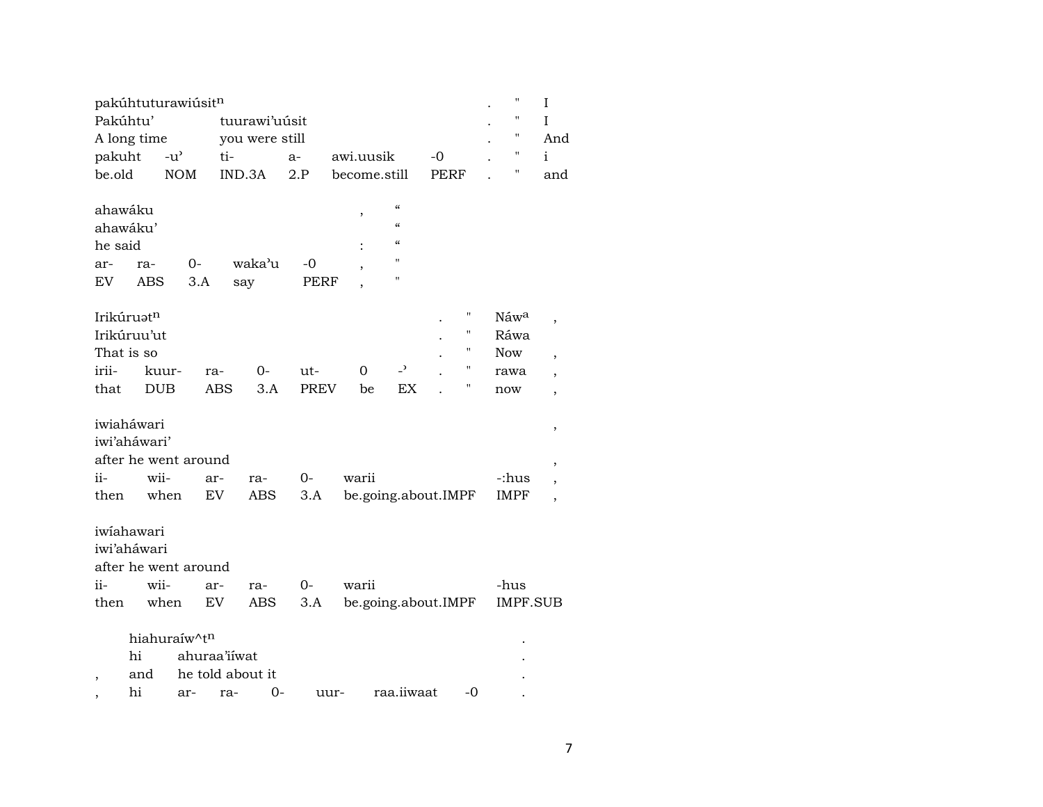| pakúhtuturawiúsit[n] | | | | | | . | " | I |
|---|---|---|---|---|---|---|---|---|
| Pakúhtu' | | tuurawi'uúsit | | | | . | " | I |
| A long time | | you were still | | | | . | " | And |
| pakuht | -u' | ti- | a- | awi.uusik | -0 | . | " | i |
| be.old | NOM | IND.3A | 2.P | become.still | PERF | . | " | and |

| ahawáku | | | | | , | " |
|---|---|---|---|---|---|---|
| ahawáku' | | | | | | " |
| he said | | | | | : | " |
| ar- | ra- | 0- | waka'u | -0 | , | " |
| EV | ABS | 3.A | say | PERF | , | " |

| Irikúruət[n] | | | | | | | . | " | Náw[a] | , |
|---|---|---|---|---|---|---|---|---|---|---|
| Irikúruu'ut | | | | | | | . | " | Ráwa | |
| That is so | | | | | | | . | " | Now | , |
| irii- | kuur- | ra- | 0- | ut- | 0 | -' | . | " | rawa | , |
| that | DUB | ABS | 3.A | PREV | be | EX | . | " | now | , |

| iwiaháwari | | | | | | | , |
|---|---|---|---|---|---|---|---|
| iwi'aháwari' | | | | | | | |
| after he went around | | | | | | | , |
| ii- | wii- | ar- | ra- | 0- | warii | -:hus | , |
| then | when | EV | ABS | 3.A | be.going.about.IMPF | IMPF | , |

| iwíahawari | | | | | | |
|---|---|---|---|---|---|---|
| iwi'aháwari | | | | | | |
| after he went around | | | | | | |
| ii- | wii- | ar- | ra- | 0- | warii | -hus |
| then | when | EV | ABS | 3.A | be.going.about.IMPF | IMPF.SUB |

| | hiahuraíw^t[n] | | | | | | | . |
|---|---|---|---|---|---|---|---|---|
| | hi | ahuraa'iíwat | | | | | | . |
| , | and | he told about it | | | | | | . |
| , | hi | ar- | ra- | 0- | uur- | raa.iiwaat | -0 | . |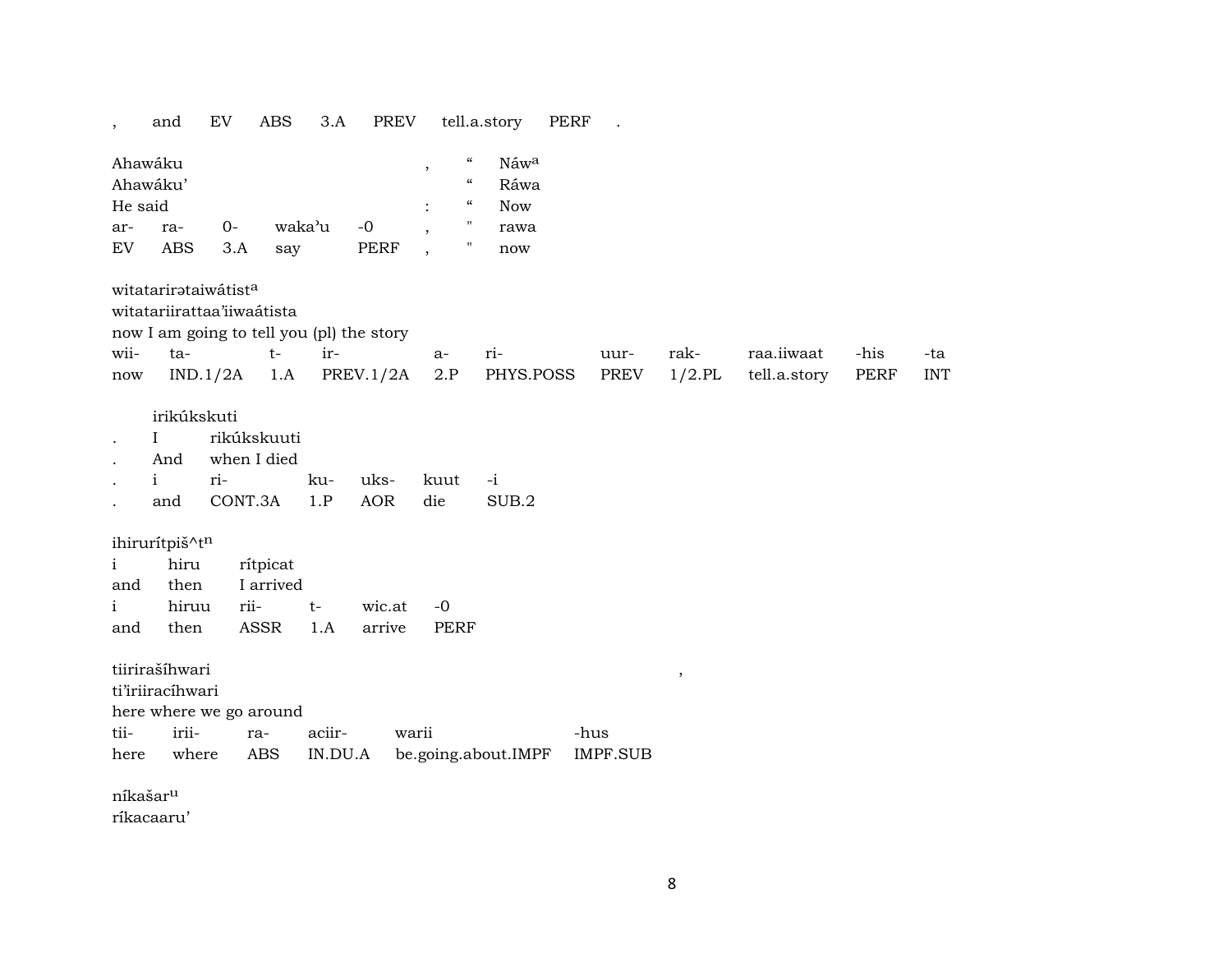| , | and | EV | ABS | 3.A | PREV | tell.a.story | PERF | . |
|---|---|---|---|---|---|---|---|---|

| Ahawáku | | | | | , | “ | Náwa |
|---|---|---|---|---|---|---|---|
| Ahawáku’ | | | | | | “ | Ráwa |
| He said | | | | | : | “ | Now |
| ar- | ra- | 0- | waka’u | -0 | , | " | rawa |
| EV | ABS | 3.A | say | PERF | , | " | now |

witatarirətaiwátista
witatariirattaa’iiwaátista
now I am going to tell you (pl) the story

| wii- | ta- | t- | ir- | a- | ri- | uur- | rak- | raa.iiwaat | -his | -ta |
|---|---|---|---|---|---|---|---|---|---|---|
| now | IND.1/2A | 1.A | PREV.1/2A | 2.P | PHYS.POSS | PREV | 1/2.PL | tell.a.story | PERF | INT |

| | irikúkskuti | | | | | |
|---|---|---|---|---|---|---|
| . | I | rikúkskuuti | | | | |
| . | And | when I died | | | | |
| . | i | ri- | ku- | uks- | kuut | -i |
| . | and | CONT.3A | 1.P | AOR | die | SUB.2 |

ihiruritpiš^tn

| i | hiru | rítpicat | | | |
|---|---|---|---|---|---|
| and | then | I arrived | | | |
| i | hiruu | rii- | t- | wic.at | -0 |
| and | then | ASSR | 1.A | arrive | PERF |

tiirirašíhwari ,
ti’iriiracíhwari
here where we go around

| tii- | irii- | ra- | aciir- | warii | -hus |
|---|---|---|---|---|---|
| here | where | ABS | IN.DU.A | be.going.about.IMPF | IMPF.SUB |

níkašaru
ríkacaaru’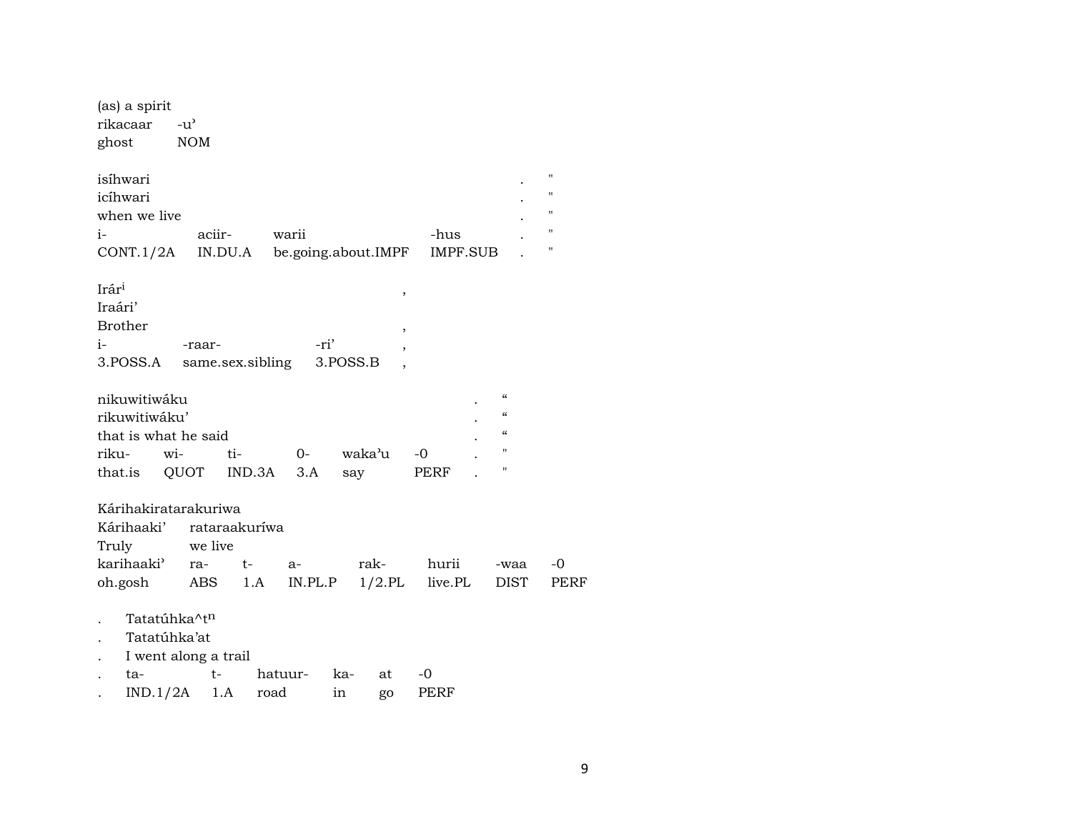(as) a spirit
rikacaar -u'
ghost NOM

| isíhwari | | | | . | " |
|---|---|---|---|---|---|
| icíhwari | | | | . | " |
| when we live | | | | . | " |
| i- | aciir- | warii | -hus | . | " |
| CONT.1/2A | IN.DU.A | be.going.about.IMPF | IMPF.SUB | . | " |

| Irár$^{i}$ | | | , |
|---|---|---|---|
| Iraári' | | | |
| Brother | | | , |
| i- | -raar- | -ri' | , |
| 3.POSS.A | same.sex.sibling | 3.POSS.B | , |

| nikuwitiwáku | | | | | | . | " |
|---|---|---|---|---|---|---|---|
| rikuwitiwáku' | | | | | | . | " |
| that is what he said | | | | | | . | " |
| riku- | wi- | ti- | 0- | waka'u | -0 | . | " |
| that.is | QUOT | IND.3A | 3.A | say | PERF | . | " |

| Kárihakiratarakuriwa | | | | | | | |
|---|---|---|---|---|---|---|---|
| Kárihaaki' | rataraakuríwa | | | | | | |
| Truly | we live | | | | | | |
| karihaaki' | ra- | t- | a- | rak- | hurii | -waa | -0 |
| oh.gosh | ABS | 1.A | IN.PL.P | 1/2.PL | live.PL | DIST | PERF |

| . | Tatatúhka^t$^{n}$ | | | | | |
|---|---|---|---|---|---|---|
| . | Tatatúhka'at | | | | | |
| . | I went along a trail | | | | | |
| . | ta- | t- | hatuur- | ka- | at | -0 |
| . | IND.1/2A | 1.A | road | in | go | PERF |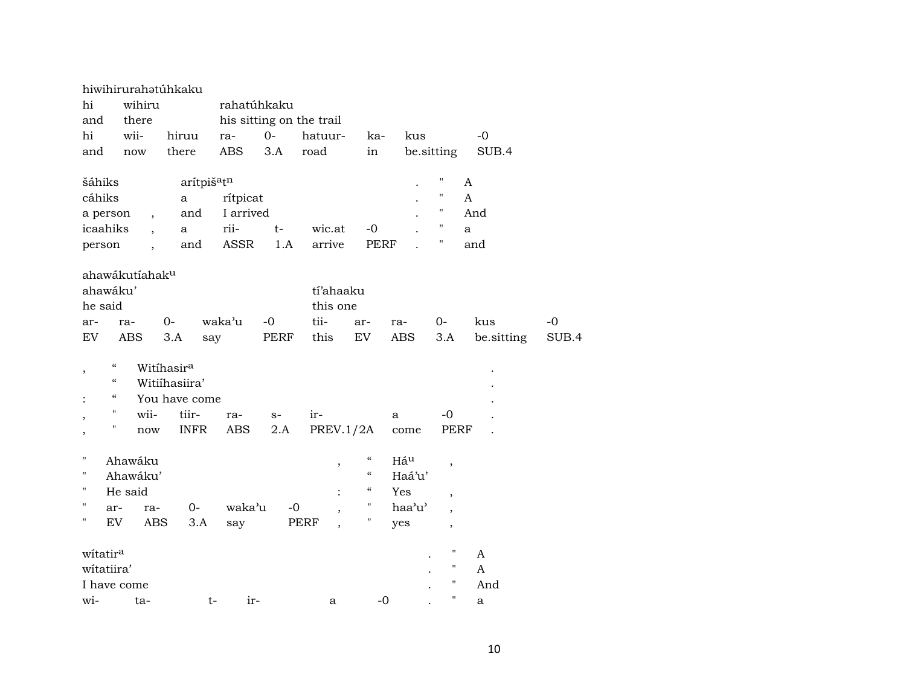| hiwihirurahətúhkaku | | | | | | | | |
|---|---|---|---|---|---|---|---|---|
| hi | wihiru | | rahatúhkaku | | | | | |
| and | there | | his sitting on the trail | | | | | |
| hi | wii- | hiruu | ra- | 0- | hatuur- | ka- | kus | -0 |
| and | now | there | ABS | 3.A | road | in | be.sitting | SUB.4 |

| šáhiks | | aríṭpišᵃṭⁿ | | | | | . | " | A |
|---|---|---|---|---|---|---|---|---|---|
| cáhiks | | a | rítpicat | | | | . | " | A |
| a person | , | and | I arrived | | | | . | " | And |
| icaahiks | , | a | rii- | t- | wic.at | -0 | . | " | a |
| person | , | and | ASSR | 1.A | arrive | PERF | . | " | and |

| ahawákutíahakᵘ | | | | | | | | | | |
|---|---|---|---|---|---|---|---|---|---|---|
| ahawáku' | | | | | tí'ahaaku | | | | | |
| he said | | | | | this one | | | | | |
| ar- | ra- | 0- | waka'u | -0 | tii- | ar- | ra- | 0- | kus | -0 |
| EV | ABS | 3.A | say | PERF | this | EV | ABS | 3.A | be.sitting | SUB.4 |

| , | " | Witíhasirᵃ | | | | | | | . |
|---|---|---|---|---|---|---|---|---|---|
| | " | Witiíhasiira' | | | | | | | . |
| : | " | You have come | | | | | | | . |
| , | " | wii- | tiir- | ra- | s- | ir- | a | -0 | . |
| , | " | now | INFR | ABS | 2.A | PREV.1/2A | come | PERF | . |

| " | Ahawáku | | | | , | " | Háᵘ | , |
|---|---|---|---|---|---|---|---|---|
| " | Ahawáku' | | | | | " | Haá'u' | |
| " | He said | | | | : | " | Yes | , |
| " | ar- | ra- | 0- | waka'u -0 | , | " | haa'u' | , |
| " | EV | ABS | 3.A | say PERF | , | " | yes | , |

| wítatirᵃ | | | | | | . | " | A |
|---|---|---|---|---|---|---|---|---|
| wítatiira' | | | | | | . | " | A |
| I have come | | | | | | . | " | And |
| wi- | ta- | t- | ir- | a | -0 | . | " | a |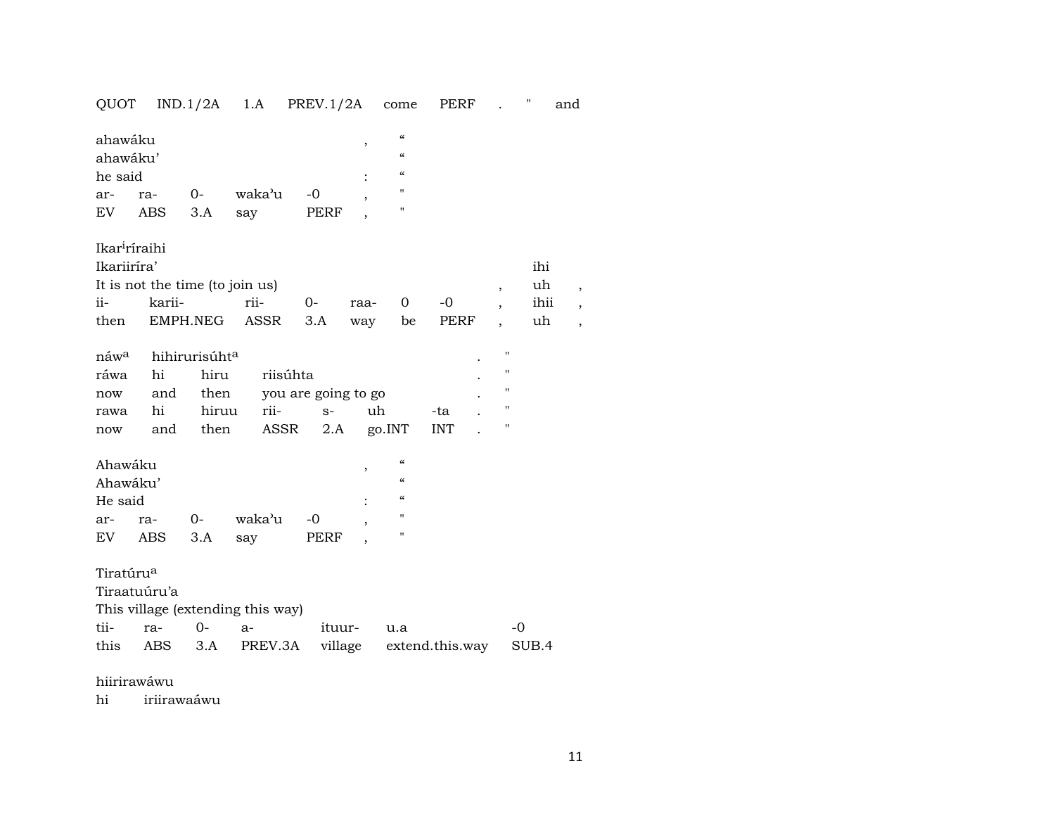QUOT IND.1/2A 1.A PREV.1/2A come PERF . " and

ahawáku , "
ahawáku' "
he said : "
ar- ra- 0- waka'u -0 , "
EV ABS 3.A say PERF , "

Ikar[i]ríraihi
Ikariiríra' ihi
It is not the time (to join us) , uh ,
ii- karii- rii- 0- raa- 0 -0 , ihii ,
then EMPH.NEG ASSR 3.A way be PERF , uh ,

náw[a] hihirurisúht[a] . "
ráwa hi hiru riisúhta . "
now and then you are going to go . "
rawa hi hiruu rii- s- uh -ta . "
now and then ASSR 2.A go.INT INT . "

Ahawáku , "
Ahawáku' "
He said : "
ar- ra- 0- waka'u -0 , "
EV ABS 3.A say PERF , "

Tiratúru[a]
Tiraatuúru'a
This village (extending this way)
tii- ra- 0- a- ituur- u.a -0
this ABS 3.A PREV.3A village extend.this.way SUB.4

hiirirawáwu
hi iriirawaáwu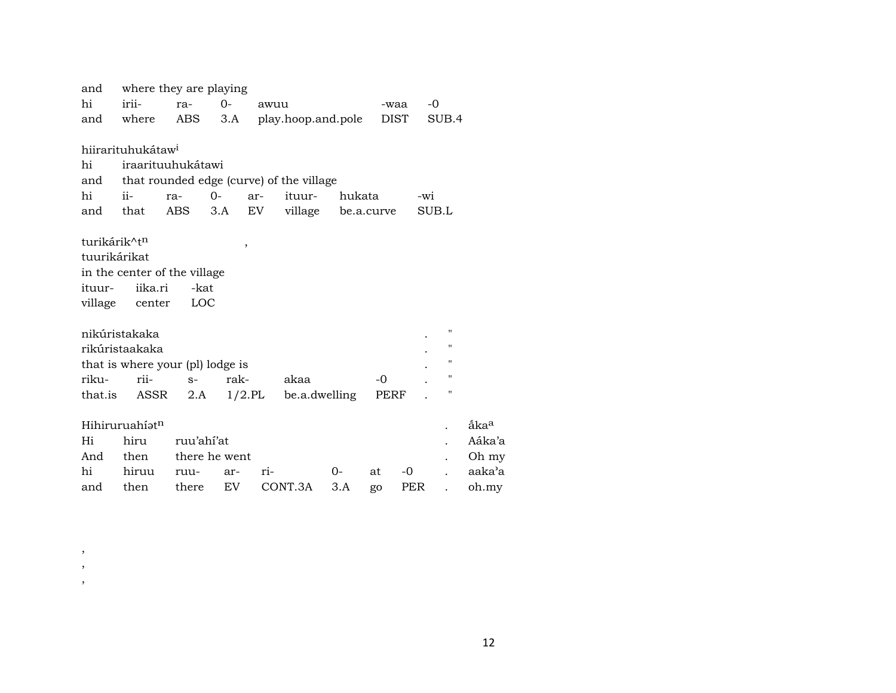| and | where they are playing | | | | | |
|---|---|---|---|---|---|---|
| hi | irii- | ra- | 0- | awuu | -waa | -0 |
| and | where | ABS | 3.A | play.hoop.and.pole | DIST | SUB.4 |

hiirarituhukátaw[i]

| hi | iraarituuhukátawi | | | | | |
|---|---|---|---|---|---|---|
| and | that rounded edge (curve) of the village | | | | | |
| hi | ii- | ra- | 0- | ar- | ituur- | hukata | -wi |
| and | that | ABS | 3.A | EV | village | be.a.curve | SUB.L |

turikárik^t[n] ,

| tuurikárikat | | |
|---|---|---|
| in the center of the village | | |
| ituur- | iika.ri | -kat |
| village | center | LOC |

| nikúristakaka | | | | | | . | " |
|---|---|---|---|---|---|---|---|
| rikúristaakaka | | | | | | . | " |
| that is where your (pl) lodge is | | | | | | . | " |
| riku- | rii- | s- | rak- | akaa | -0 | . | " |
| that.is | ASSR | 2.A | 1/2.PL | be.a.dwelling | PERF | . | " |

| Hihiruruahíət[n] | | | | | | | | . | ấka[a] |
|---|---|---|---|---|---|---|---|---|---|
| Hi | hiru | ruu'ahí'at | | | | | | . | Aáka'a |
| And | then | there he went | | | | | | . | Oh my |
| hi | hiruu | ruu- | ar- | ri- | 0- | at | -0 | . | aaka'a |
| and | then | there | EV | CONT.3A | 3.A | go | PER | . | oh.my |

,
,
,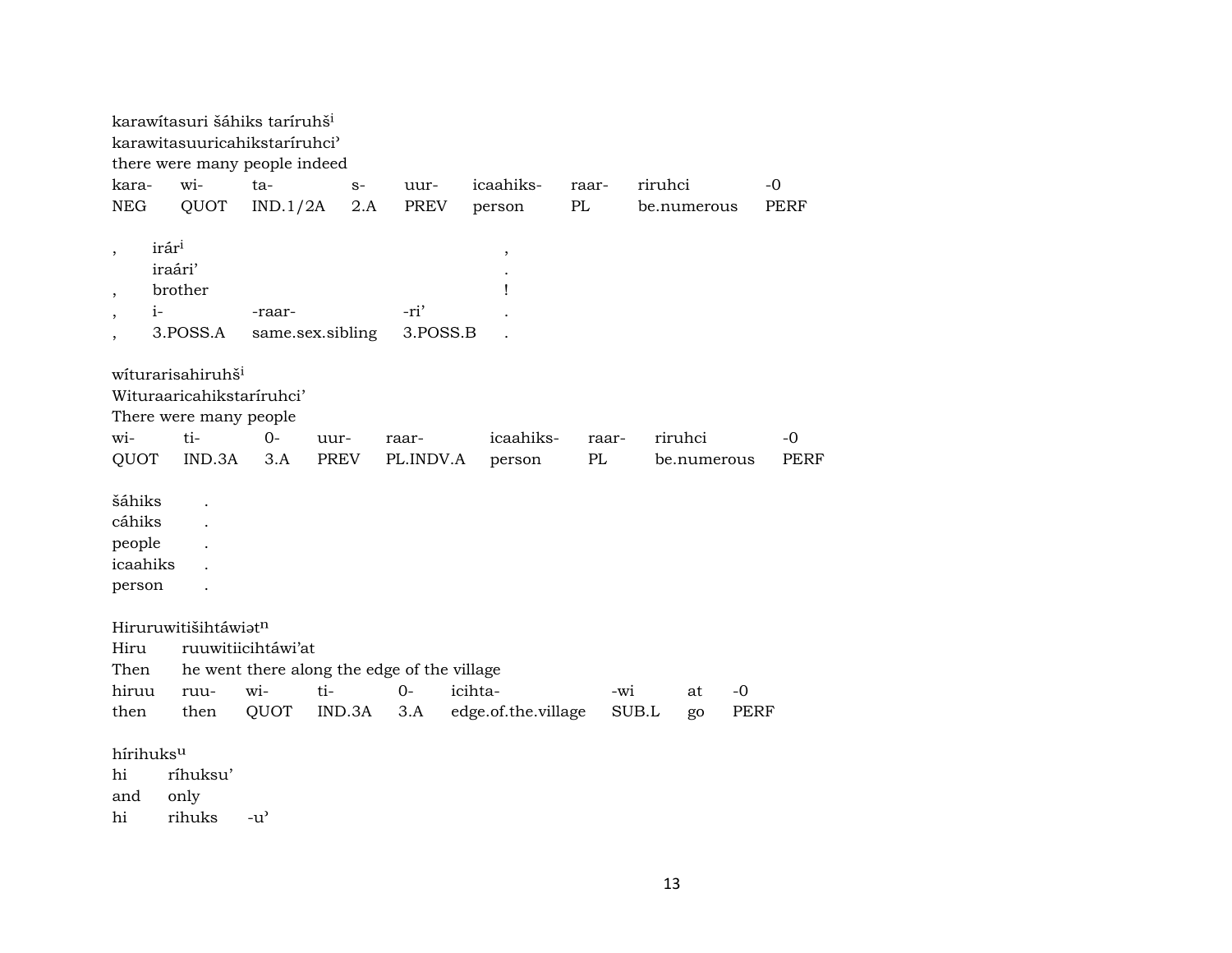karawítasuri šáhiks taríruhš[i]
karawitasuuricahikstaríruhci'
there were many people indeed

| kara- | wi- | ta- | s- | uur- | icaahiks- | raar- | riruhci | -0 |
|---|---|---|---|---|---|---|---|---|
| NEG | QUOT | IND.1/2A | 2.A | PREV | person | PL | be.numerous | PERF |

| , | irár[i] | | | , |
|---|---|---|---|---|
| | iraári' | | | . |
| , | brother | | | ! |
| , | i- | -raar- | -ri' | . |
| , | 3.POSS.A | same.sex.sibling | 3.POSS.B | . |

wíturarisahiruhš[i]
Wituraaricahikstaríruhci'
There were many people

| wi- | ti- | 0- | uur- | raar- | icaahiks- | raar- | riruhci | -0 |
|---|---|---|---|---|---|---|---|---|
| QUOT | IND.3A | 3.A | PREV | PL.INDV.A | person | PL | be.numerous | PERF |

| šáhiks | . |
|---|---|
| cáhiks | . |
| people | . |
| icaahiks | . |
| person | . |

Hiruruwitišihtáwiət[n]

| Hiru | ruuwitiicihtáwi'at | | | | | | | |
|---|---|---|---|---|---|---|---|---|
| Then | he went there along the edge of the village | | | | | | | |
| hiruu | ruu- | wi- | ti- | 0- | icihta- | -wi | at | -0 |
| then | then | QUOT | IND.3A | 3.A | edge.of.the.village | SUB.L | go | PERF |

hírihuks[u]

| hi | ríhuksu' | |
|---|---|---|
| and | only | |
| hi | rihuks | -u' |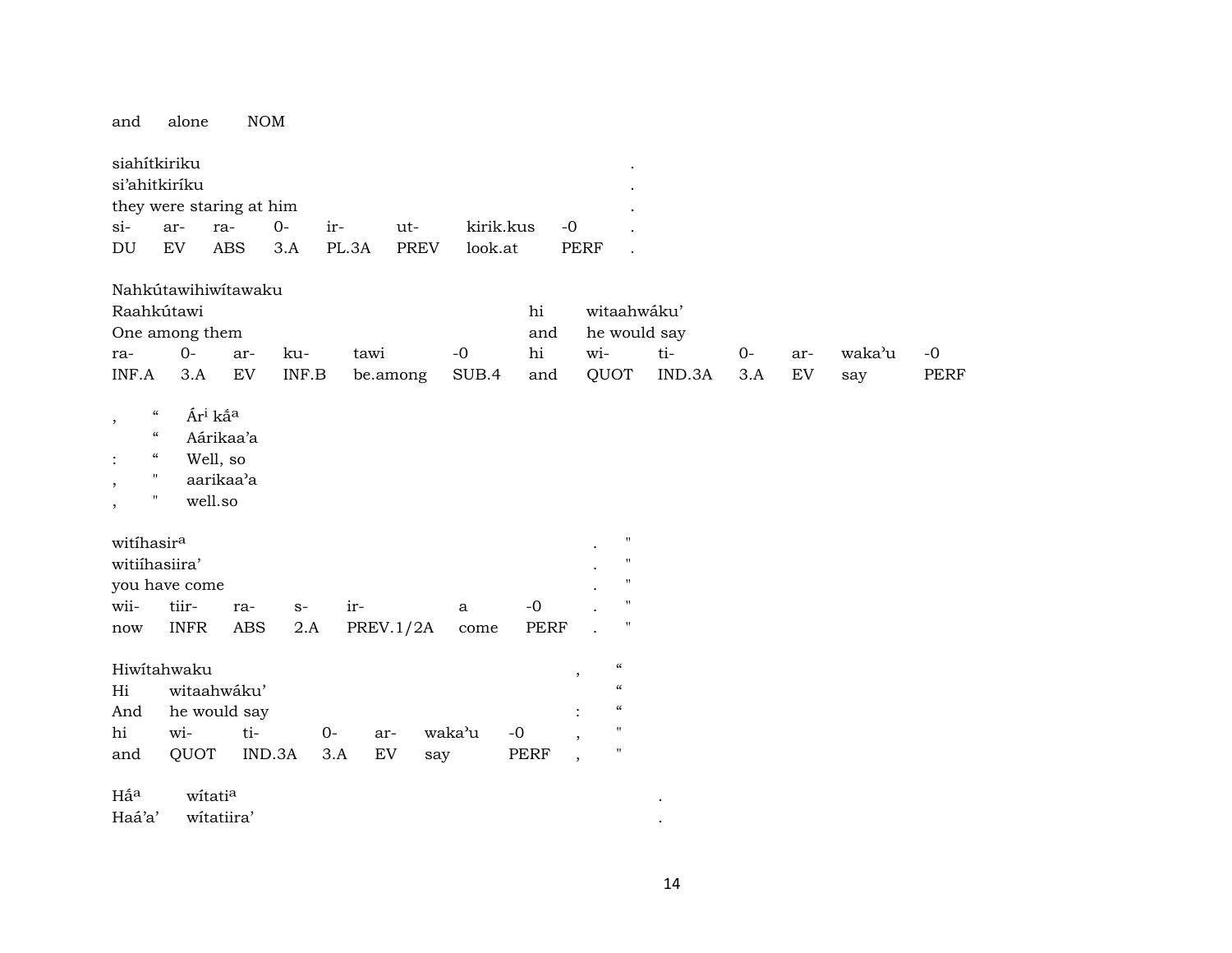and alone NOM

siahítkiriku .
si'ahitkiríku .
they were staring at him .

| si- | ar- | ra- | 0- | ir- | ut- | kirik.kus | -0 | . |
|---|---|---|---|---|---|---|---|---|
| DU | EV | ABS | 3.A | PL.3A | PREV | look.at | PERF | . |

Nahkútawihiwítawaku

Raahkútawi — hi witaahwáku'

One among them — and he would say

| ra- | 0- | ar- | ku- | tawi | -0 | hi | wi- | ti- | 0- | ar- | waka'u | -0 |
|---|---|---|---|---|---|---|---|---|---|---|---|---|
| INF.A | 3.A | EV | INF.B | be.among | SUB.4 | and | QUOT | IND.3A | 3.A | EV | say | PERF |

, “ Ár[i] ká́[a]
“ Aárikaa'a
: “ Well, so
, " aarikaa'a
, " well.so

witíhasir[a] . "
witiíhasiira' . "
you have come . "

| wii- | tiir- | ra- | s- | ir- | a | -0 | . | " |
|---|---|---|---|---|---|---|---|---|
| now | INFR | ABS | 2.A | PREV.1/2A | come | PERF | . | " |

Hiwítahwaku , “
Hi witaahwáku' “
And he would say : “

| hi | wi- | ti- | 0- | ar- | waka'u | -0 | , | " |
|---|---|---|---|---|---|---|---|---|
| and | QUOT | IND.3A | 3.A | EV | say | PERF | , | " |

Há́[a] wítati[a] .
Haá'a' wítatiira' .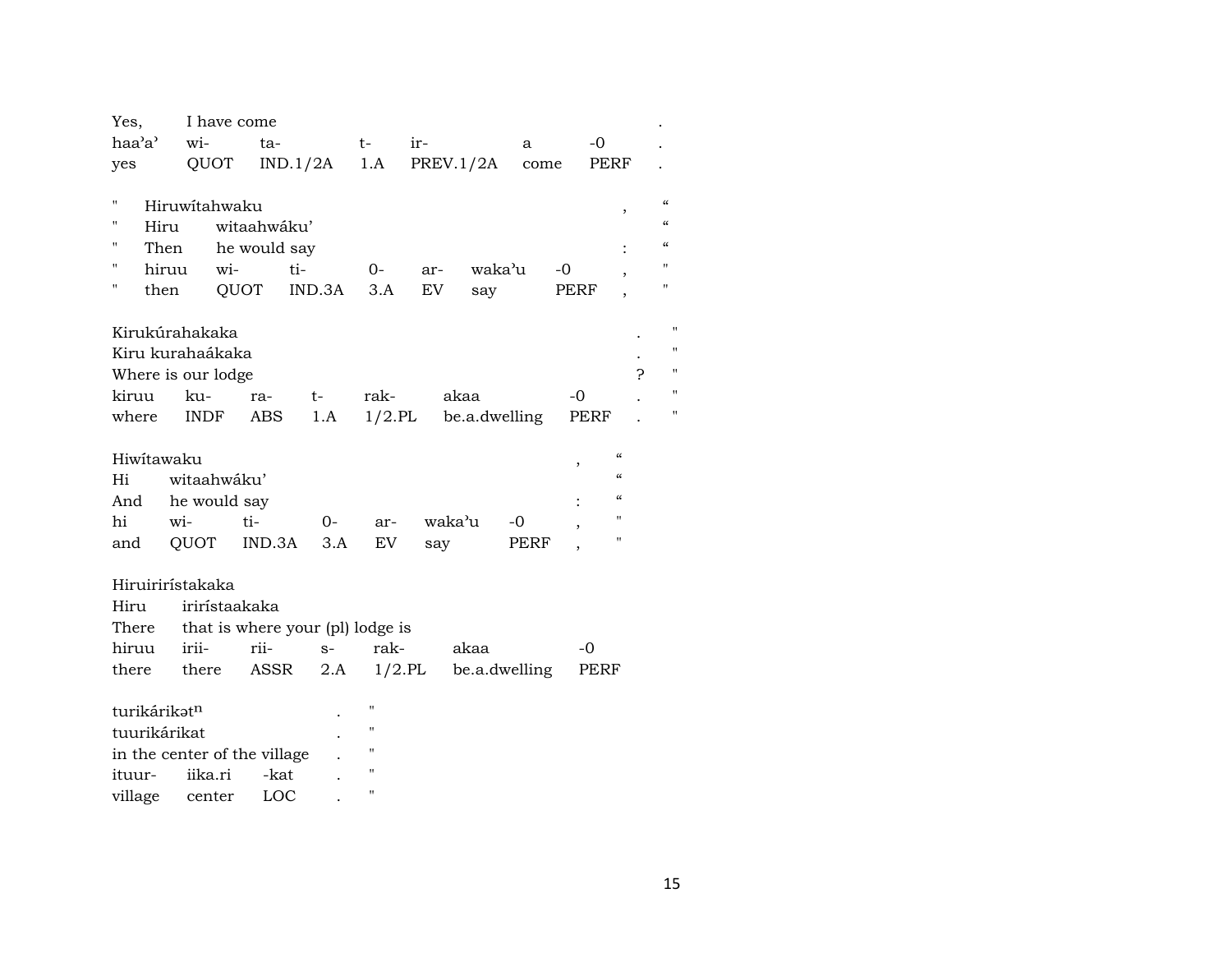| Yes, | I have come | | | | | | . |
|---|---|---|---|---|---|---|---|
| haa'a' | wi- | ta- | t- | ir- | a | -0 | . |
| yes | QUOT | IND.1/2A | 1.A | PREV.1/2A | come | PERF | . |

| " | Hiruwítahwaku | | | | | | , | “ |
|---|---|---|---|---|---|---|---|---|
| " | Hiru | witaahwáku' | | | | | | “ |
| " | Then | he would say | | | | | : | “ |
| " | hiruu | wi- | ti- | 0- | ar- | waka'u | -0 , | " |
| " | then | QUOT | IND.3A | 3.A | EV | say | PERF , | " |

| Kirukúrahakaka | | | | | | | . | " |
|---|---|---|---|---|---|---|---|---|
| Kiru kurahaákaka | | | | | | | . | " |
| Where is our lodge | | | | | | | ? | " |
| kiruu | ku- | ra- | t- | rak- | akaa | -0 | . | " |
| where | INDF | ABS | 1.A | 1/2.PL | be.a.dwelling | PERF | . | " |

| Hiwítawaku | | | | | | | , | “ |
|---|---|---|---|---|---|---|---|---|
| Hi | witaahwáku' | | | | | | | “ |
| And | he would say | | | | | | : | “ |
| hi | wi- | ti- | 0- | ar- | waka'u | -0 | , | " |
| and | QUOT | IND.3A | 3.A | EV | say | PERF | , | " |

| Hiruirirístakaka | | | | | | |
|---|---|---|---|---|---|---|
| Hiru | irirístaakaka | | | | | |
| There | that is where your (pl) lodge is | | | | | |
| hiruu | irii- | rii- | s- | rak- | akaa | -0 |
| there | there | ASSR | 2.A | 1/2.PL | be.a.dwelling | PERF |

| turikárikət$^{n}$ | | | . | " |
|---|---|---|---|---|
| tuurikárikat | | | . | " |
| in the center of the village | | | . | " |
| ituur- | iika.ri | -kat | . | " |
| village | center | LOC | . | " |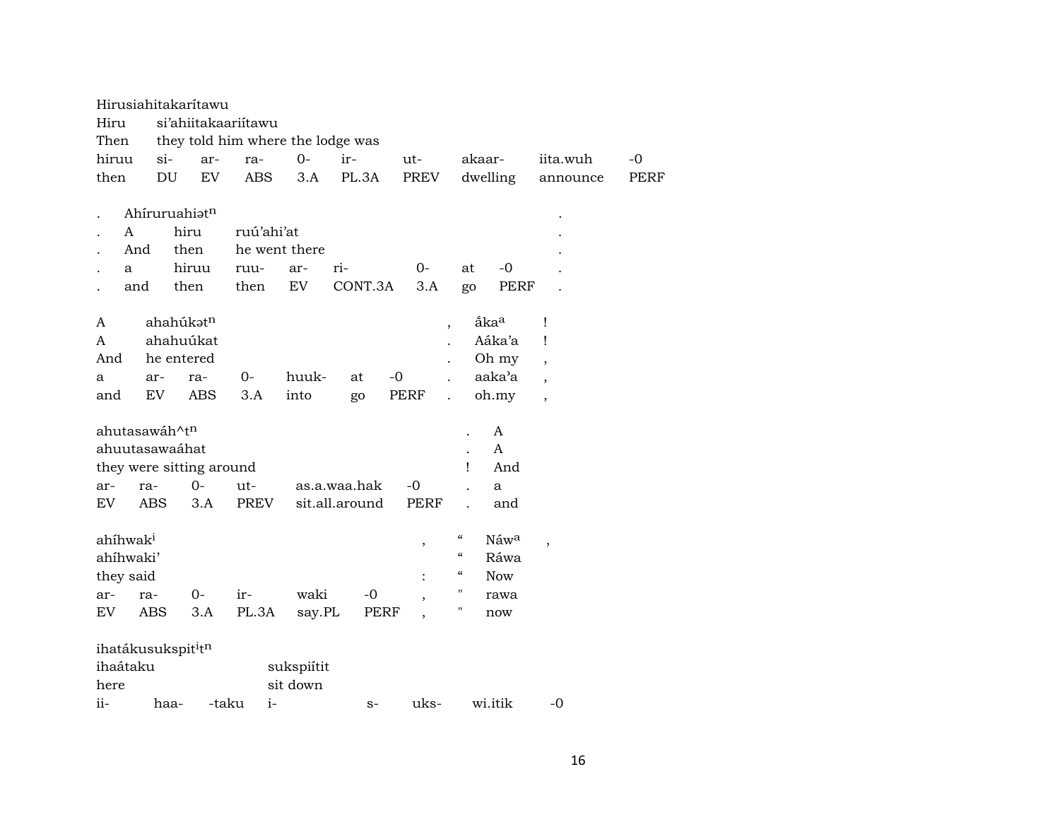Hirusiahitakarítawu
Hiru si'ahiitakaariítawu
Then they told him where the lodge was

| hiruu | si- | ar- | ra- | 0- | ir- | ut- | akaar- | iita.wuh | -0 |
|---|---|---|---|---|---|---|---|---|---|
| then | DU | EV | ABS | 3.A | PL.3A | PREV | dwelling | announce | PERF |

. Ahíruruahiət$^{n}$ .
. A hiru ruú'ahi'at .
. And then he went there .

| . | a | hiruu | ruu- | ar- | ri- | 0- | at | -0 | . |
|---|---|---|---|---|---|---|---|---|---|
| . | and | then | then | EV | CONT.3A | 3.A | go | PERF | . |

A ahahúkət$^{n}$ , ấka$^{a}$ !
A ahahuúkat . Aáka'a !
And he entered . Oh my ,

| a | ar- | ra- | 0- | huuk- | at | -0 | . | aaka'a | , |
|---|---|---|---|---|---|---|---|---|---|
| and | EV | ABS | 3.A | into | go | PERF | . | oh.my | , |

ahutasawáh^t$^{n}$ . A
ahuutasawaáhat . A
they were sitting around ! And

| ar- | ra- | 0- | ut- | as.a.waa.hak | -0 | . | a |
|---|---|---|---|---|---|---|---|
| EV | ABS | 3.A | PREV | sit.all.around | PERF | . | and |

ahíhwak$^{i}$ , " Náw$^{a}$ ,
ahíhwaki' " Ráwa
they said : " Now

| ar- | ra- | 0- | ir- | waki | -0 | , | " | rawa |
|---|---|---|---|---|---|---|---|---|
| EV | ABS | 3.A | PL.3A | say.PL | PERF | , | " | now |

ihatákusukspit$^{i}$t$^{n}$
ihaátaku sukspiítit
here sit down

| ii- | haa- | -taku | i- | s- | uks- | wi.itik | -0 |
|---|---|---|---|---|---|---|---|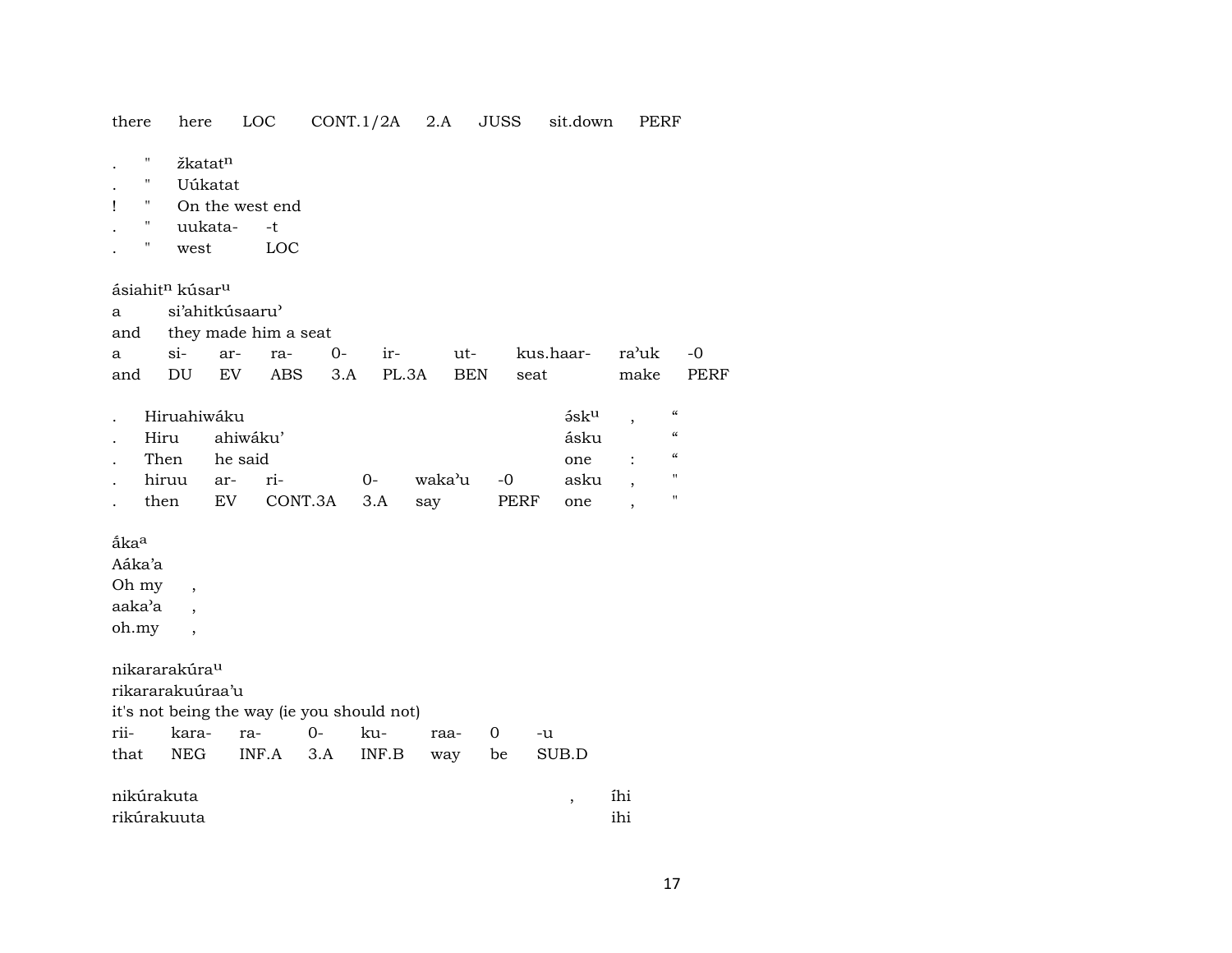there here LOC CONT.1/2A 2.A JUSS sit.down PERF

| | | | |
|---|---|---|---|
| . | " | žkatat$^{n}$ | |
| . | " | Uúkatat | |
| ! | " | On the west end | |
| . | " | uukata- | -t |
| . | " | west | LOC |

ásiahit$^{n}$ kúsar$^{u}$

| | | | | | | | | | |
|---|---|---|---|---|---|---|---|---|---|
| a | si'ahitkúsaaru' | | | | | | | | |
| and | they made him a seat | | | | | | | | |
| a | si- | ar- | ra- | 0- | ir- | ut- | kus.haar- | ra'uk | -0 |
| and | DU | EV | ABS | 3.A | PL.3A | BEN | seat | make | PERF |

| | | | | | | | | | |
|---|---|---|---|---|---|---|---|---|---|
| . | Hiruahiwáku | | | | | | ǝ́sk$^{u}$ | , | “ |
| . | Hiru | ahiwáku' | | | | | ásku | | “ |
| . | Then | he said | | | | | one | : | “ |
| . | hiruu | ar- | ri- | 0- | waka'u | -0 | asku | , | " |
| . | then | EV | CONT.3A | 3.A | say | PERF | one | , | " |

ǝ́ka$^{a}$

| | |
|---|---|
| Aáka'a | |
| Oh my | , |
| aaka'a | , |
| oh.my | , |

nikararakúra$^{u}$

| | | | | | | | |
|---|---|---|---|---|---|---|---|
| rikararakuúraa'u | | | | | | | |
| it's not being the way (ie you should not) | | | | | | | |
| rii- | kara- | ra- | 0- | ku- | raa- | 0 | -u |
| that | NEG | INF.A | 3.A | INF.B | way | be | SUB.D |

| | | |
|---|---|---|
| nikúrakuta | , | íhi |
| rikúrakuuta | | ihi |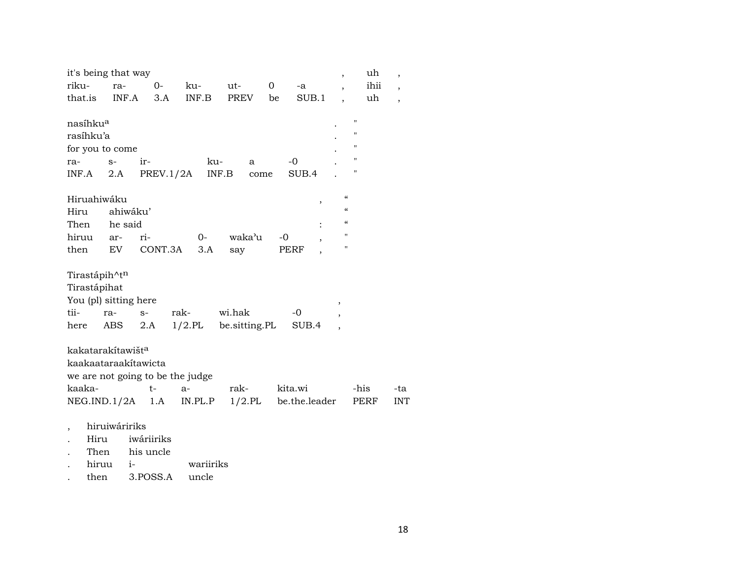it's being that way , uh ,

| riku- | ra- | 0- | ku- | ut- | 0 | -a | , | ihii | , |
|---|---|---|---|---|---|---|---|---|---|
| that.is | INF.A | 3.A | INF.B | PREV | be | SUB.1 | , | uh | , |

nasíhku^a . "
rasíhku'a . "
for you to come . "

| ra- | s- | ir- | ku- | a | -0 | . | " |
|---|---|---|---|---|---|---|---|
| INF.A | 2.A | PREV.1/2A | INF.B | come | SUB.4 | . | " |

Hiruahiwáku , “
Hiru ahiwáku' “
Then he said : “

| hiruu | ar- | ri- | 0- | waka'u | -0 | , | " |
|---|---|---|---|---|---|---|---|
| then | EV | CONT.3A | 3.A | say | PERF | , | " |

Tirastápih^t^n
Tirastápihat
You (pl) sitting here ,

| tii- | ra- | s- | rak- | wi.hak | -0 | , |
|---|---|---|---|---|---|---|
| here | ABS | 2.A | 1/2.PL | be.sitting.PL | SUB.4 | , |

kakatarakítawišt^a
kaakaataraakítawicta
we are not going to be the judge

| kaaka- | t- | a- | rak- | kita.wi | -his | -ta |
|---|---|---|---|---|---|---|
| NEG.IND.1/2A | 1.A | IN.PL.P | 1/2.PL | be.the.leader | PERF | INT |

, hiruiwáririks
. Hiru iwáriiriks
. Then his uncle

| . | hiruu | i- | wariiriks |
|---|---|---|---|
| . | then | 3.POSS.A | uncle |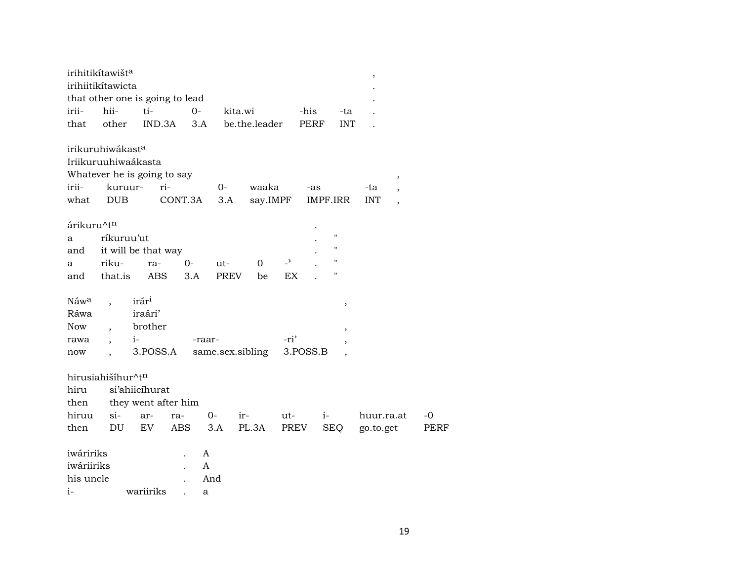irihitikítawišt^a ,
irihiitikítawicta .
that other one is going to lead .

| irii- | hii- | ti- | 0- | kita.wi | -his | -ta | . |
|---|---|---|---|---|---|---|---|
| that | other | IND.3A | 3.A | be.the.leader | PERF | INT | . |

irikuruhiwákast^a
Iriikuruuhiwaákasta
Whatever he is going to say ,

| irii- | kuruur- | ri- | 0- | waaka | -as | -ta | , |
|---|---|---|---|---|---|---|---|
| what | DUB | CONT.3A | 3.A | say.IMPF | IMPF.IRR | INT | , |

árikuru^t^n .
a ríkuruu'ut . "
and it will be that way . "

| a | riku- | ra- | 0- | ut- | 0 | -' | . | " |
|---|---|---|---|---|---|---|---|---|
| and | that.is | ABS | 3.A | PREV | be | EX | . | " |

Náw^a , irár^i ,
Ráwa iraári'
Now , brother ,

| rawa | , | i- | -raar- | -ri' | , |
|---|---|---|---|---|---|
| now | , | 3.POSS.A | same.sex.sibling | 3.POSS.B | , |

hirusiahišíhur^t^n
hiru si'ahiicíhurat
then they went after him

| hiruu | si- | ar- | ra- | 0- | ir- | ut- | i- | huur.ra.at | -0 |
|---|---|---|---|---|---|---|---|---|---|
| then | DU | EV | ABS | 3.A | PL.3A | PREV | SEQ | go.to.get | PERF |

iwáririks . A
iwáriiriks . A
his uncle . And
i- wariiriks . a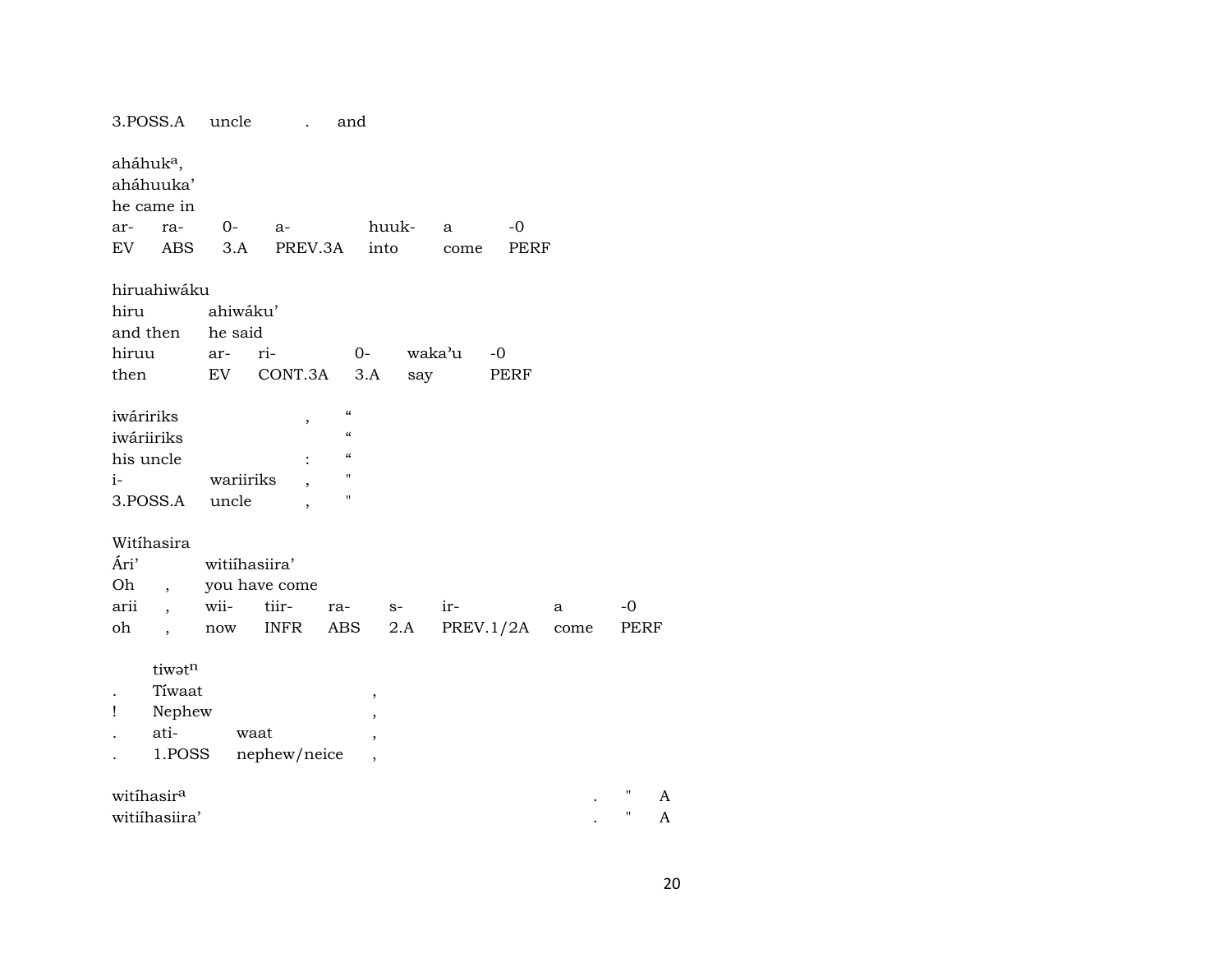3.POSS.A uncle . and

ahához$^{a}$,

Wait — careful.

ahák$^{a}$,

3.POSS.A    uncle    .    and

aháhuk$^{a}$,
aháhuuka’
he came in

| ar- | ra- | 0- | a- | huuk- | a | -0 |
|---|---|---|---|---|---|---|
| EV | ABS | 3.A | PREV.3A | into | come | PERF |

hiruahiwáku

| hiru | ahiwáku’ | | | | |
|---|---|---|---|---|---|
| and then | he said | | | | |
| hiruu | ar- | ri- | 0- | waka’u | -0 |
| then | EV | CONT.3A | 3.A | say | PERF |

| iwáririks | | , | “ |
|---|---|---|---|
| iwáriiriks | | | “ |
| his uncle | | : | “ |
| i- | wariiriks | , | " |
| 3.POSS.A | uncle | , | " |

Witíhasira

| Ári’ | | witiíhasiira’ | | | | | | |
|---|---|---|---|---|---|---|---|---|
| Oh | , | you have come | | | | | | |
| arii | , | wii- | tiir- | ra- | s- | ir- | a | -0 |
| oh | , | now | INFR | ABS | 2.A | PREV.1/2A | come | PERF |

| | tiwət$^{n}$ | | |
|---|---|---|---|
| . | Tíwaat | | , |
| ! | Nephew | | , |
| . | ati- | waat | , |
| . | 1.POSS | nephew/neice | , |

| witíhasir$^{a}$ | . | " | A |
|---|---|---|---|
| witiíhasiira’ | . | " | A |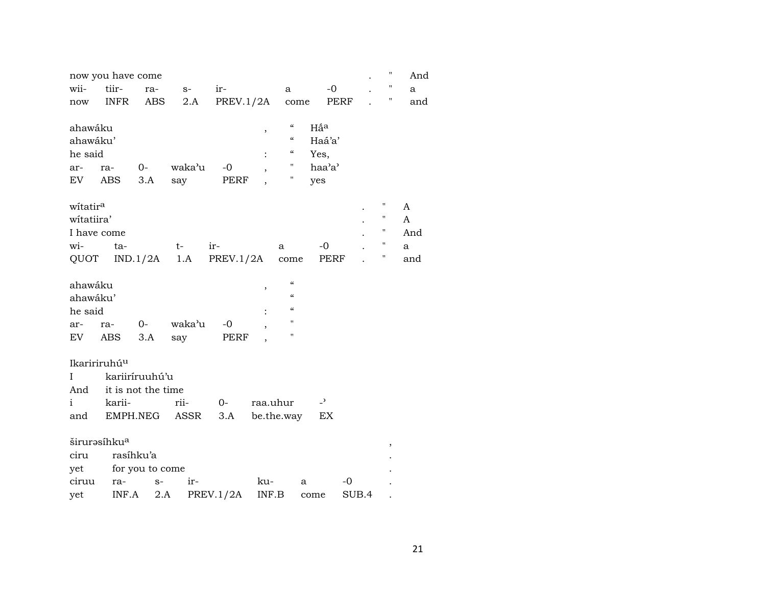now you have come . " And
wii- tiir- ra- s- ir- a -0 . " a
now INFR ABS 2.A PREV.1/2A come PERF . " and

ahawáku , " Hắ[a]
ahawáku' " Haá'a'
he said : " Yes,
ar- ra- 0- waka'u -0 , " haa'a'
EV ABS 3.A say PERF , " yes

wítatir[a] . " A
wítatiira' . " A
I have come . " And
wi- ta- t- ir- a -0 . " a
QUOT IND.1/2A 1.A PREV.1/2A come PERF . " and

ahawáku , "
ahawáku' "
he said : "
ar- ra- 0- waka'u -0 , "
EV ABS 3.A say PERF , "

Ikaririruhú[u]
I kariiríruuhú'u
And it is not the time
i karii- rii- 0- raa.uhur -'
and EMPH.NEG ASSR 3.A be.the.way EX

širurəsíhku[a] ,
ciru rasíhku'a .
yet for you to come .
ciruu ra- s- ir- ku- a -0 .
yet INF.A 2.A PREV.1/2A INF.B come SUB.4 .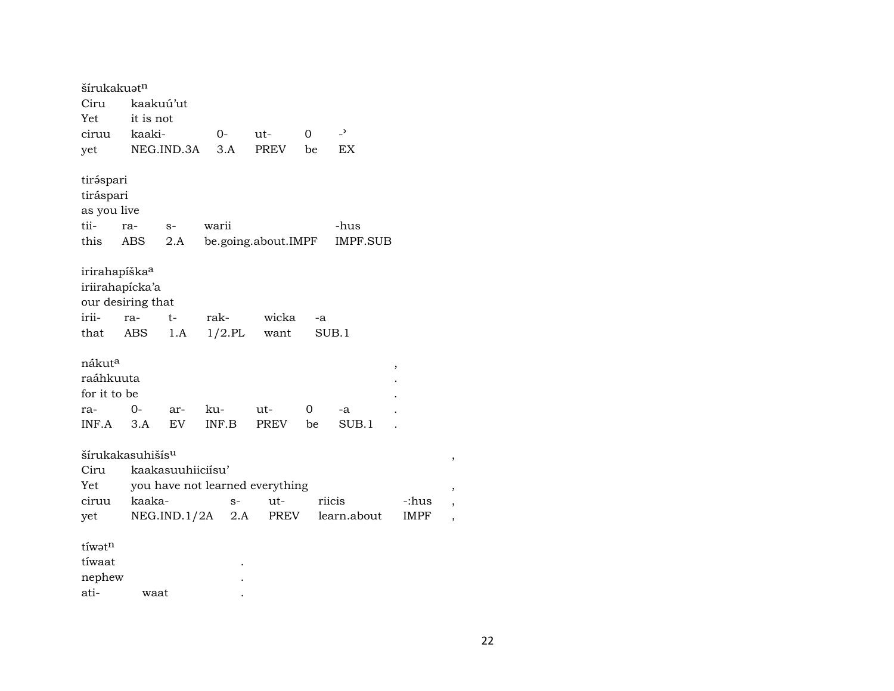šírukakuətn
Ciru kaakuú'ut
Yet it is not

| ciruu | kaaki- | 0- | ut- | 0 | -' |
|---|---|---|---|---|---|
| yet | NEG.IND.3A | 3.A | PREV | be | EX |

tiréspari
tiráspari
as you live

| tii- | ra- | s- | warii | -hus |
|---|---|---|---|---|
| this | ABS | 2.A | be.going.about.IMPF | IMPF.SUB |

irirahapíška[a]
iriirahapícka'a
our desiring that

| irii- | ra- | t- | rak- | wicka | -a |
|---|---|---|---|---|---|
| that | ABS | 1.A | 1/2.PL | want | SUB.1 |

nákut[a] ,
raáhkuuta .
for it to be .

| ra- | 0- | ar- | ku- | ut- | 0 | -a | . |
|---|---|---|---|---|---|---|---|
| INF.A | 3.A | EV | INF.B | PREV | be | SUB.1 | . |

šírukakasuhišís[u] ,
Ciru kaakasuuhiicиísu'
Yet you have not learned everything ,

| ciruu | kaaka- | s- | ut- | riicis | -:hus | , |
|---|---|---|---|---|---|---|
| yet | NEG.IND.1/2A | 2.A | PREV | learn.about | IMPF | , |

tíwətn
tíwaat .
nephew .
ati- waat .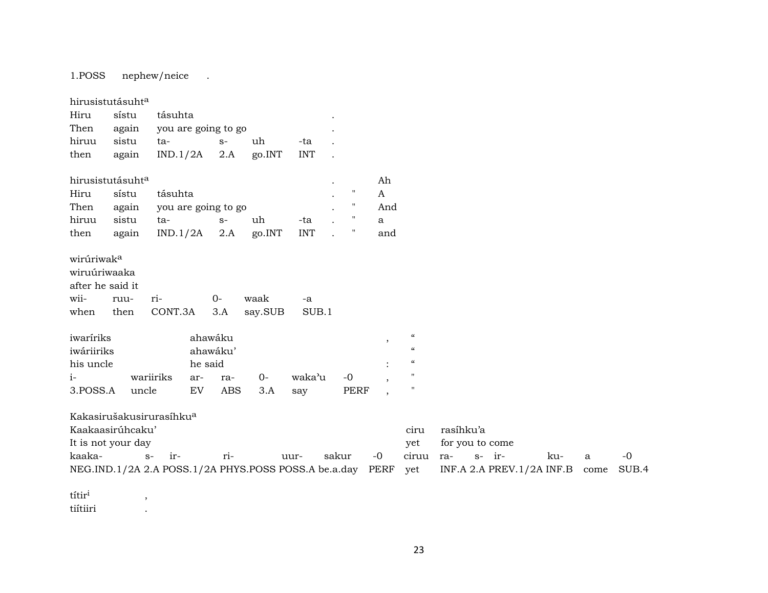1.POSS nephew/neice .

hirusistutásuht[a]

| Hiru | sístu | tásuhta | | | | . |
|---|---|---|---|---|---|---|
| Then | again | you are going to go | | | | . |
| hiruu | sistu | ta- | s- | uh | -ta | . |
| then | again | IND.1/2A | 2.A | go.INT | INT | . |

| hirusistutásuht[a] | | | | | | . | | Ah |
|---|---|---|---|---|---|---|---|---|
| Hiru | sístu | tásuhta | | | | . | " | A |
| Then | again | you are going to go | | | | . | " | And |
| hiruu | sistu | ta- | s- | uh | -ta | . | " | a |
| then | again | IND.1/2A | 2.A | go.INT | INT | . | " | and |

wirúriwak[a]
wiruúriwaaka
after he said it

| wii- | ruu- | ri- | 0- | waak | -a |
|---|---|---|---|---|---|
| when | then | CONT.3A | 3.A | say.SUB | SUB.1 |

| iwaríriks | | ahawáku | | | | | , | “ |
|---|---|---|---|---|---|---|---|---|
| iwáriiriks | | ahawáku’ | | | | | | “ |
| his uncle | | he said | | | | | : | “ |
| i- | wariiriks | ar- | ra- | 0- | waka’u | -0 | , | " |
| 3.POSS.A | uncle | EV | ABS | 3.A | say | PERF | , | " |

Kakasirušakusirurasíhku[a]

| Kaakaasirúhcaku’ | | | | | | | ciru | rasíhku’a | | | | | |
|---|---|---|---|---|---|---|---|---|---|---|---|---|---|
| It is not your day | | | | | | | yet | for you to come | | | | | |
| kaaka- | s- | ir- | ri- | uur- | sakur | -0 | ciruu | ra- | s- | ir- | ku- | a | -0 |
| NEG.IND.1/2A | 2.A | POSS.1/2A | PHYS.POSS | POSS.A | be.a.day | PERF | yet | INF.A | 2.A | PREV.1/2A | INF.B | come | SUB.4 |

títir[i] ,
tiítiiri .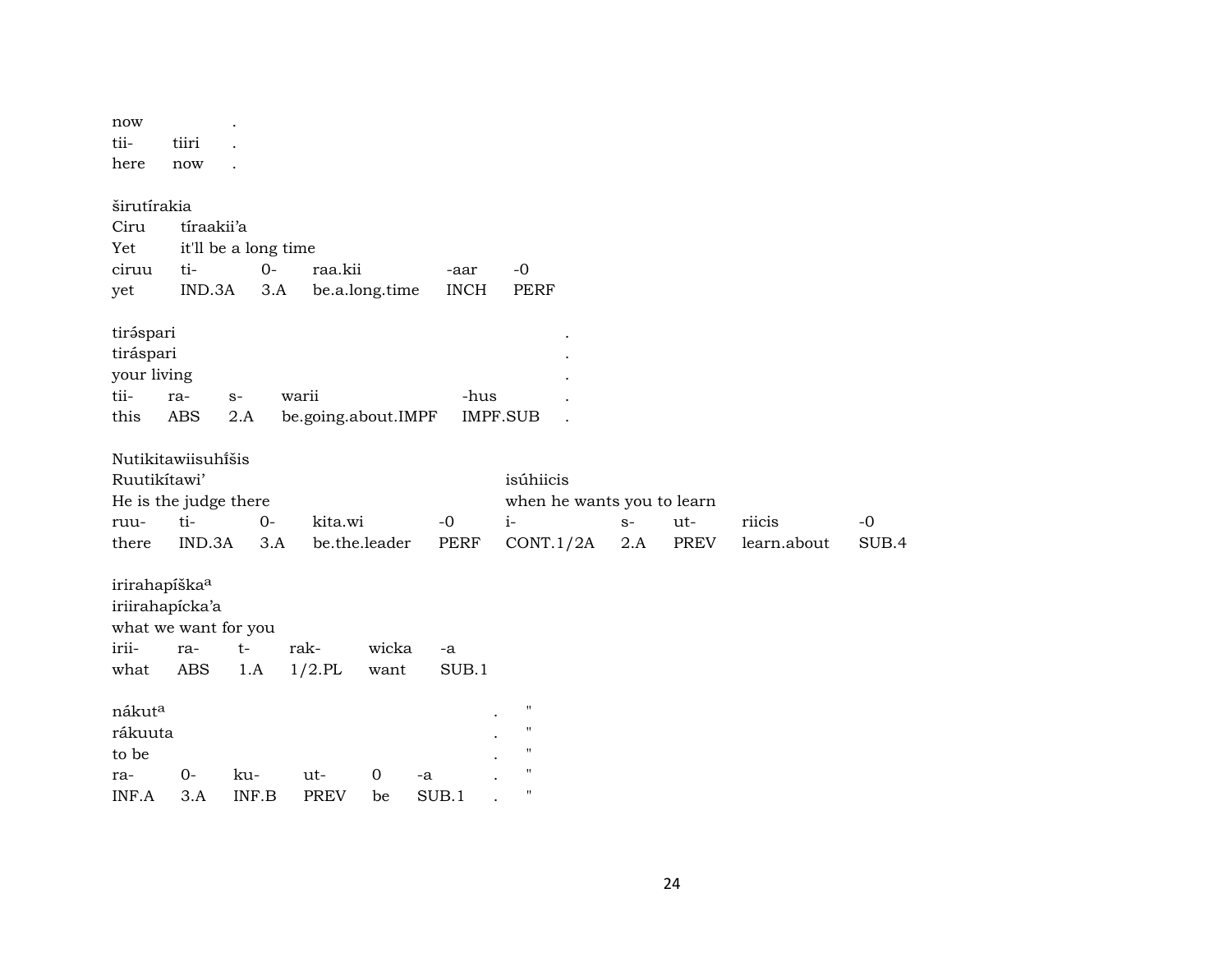now .
tii- tiiri .
here now .

širutírakia
Ciru tíraakii'a
Yet it'll be a long time
ciruu ti- 0- raa.kii -aar -0
yet IND.3A 3.A be.a.long.time INCH PERF

tirə́spari .
tiráspari .
your living .
tii- ra- s- warii -hus .
this ABS 2.A be.going.about.IMPF IMPF.SUB .

Nutikitawiisuhíšis
Ruutikítawi' isúhiicis
He is the judge there when he wants you to learn
ruu- ti- 0- kita.wi -0 i- s- ut- riicis -0
there IND.3A 3.A be.the.leader PERF CONT.1/2A 2.A PREV learn.about SUB.4

irirahapíška[a]
iriirahapícka'a
what we want for you
irii- ra- t- rak- wicka -a
what ABS 1.A 1/2.PL want SUB.1

nákut[a] . "
rákuuta . "
to be . "
ra- 0- ku- ut- 0 -a . "
INF.A 3.A INF.B PREV be SUB.1 . "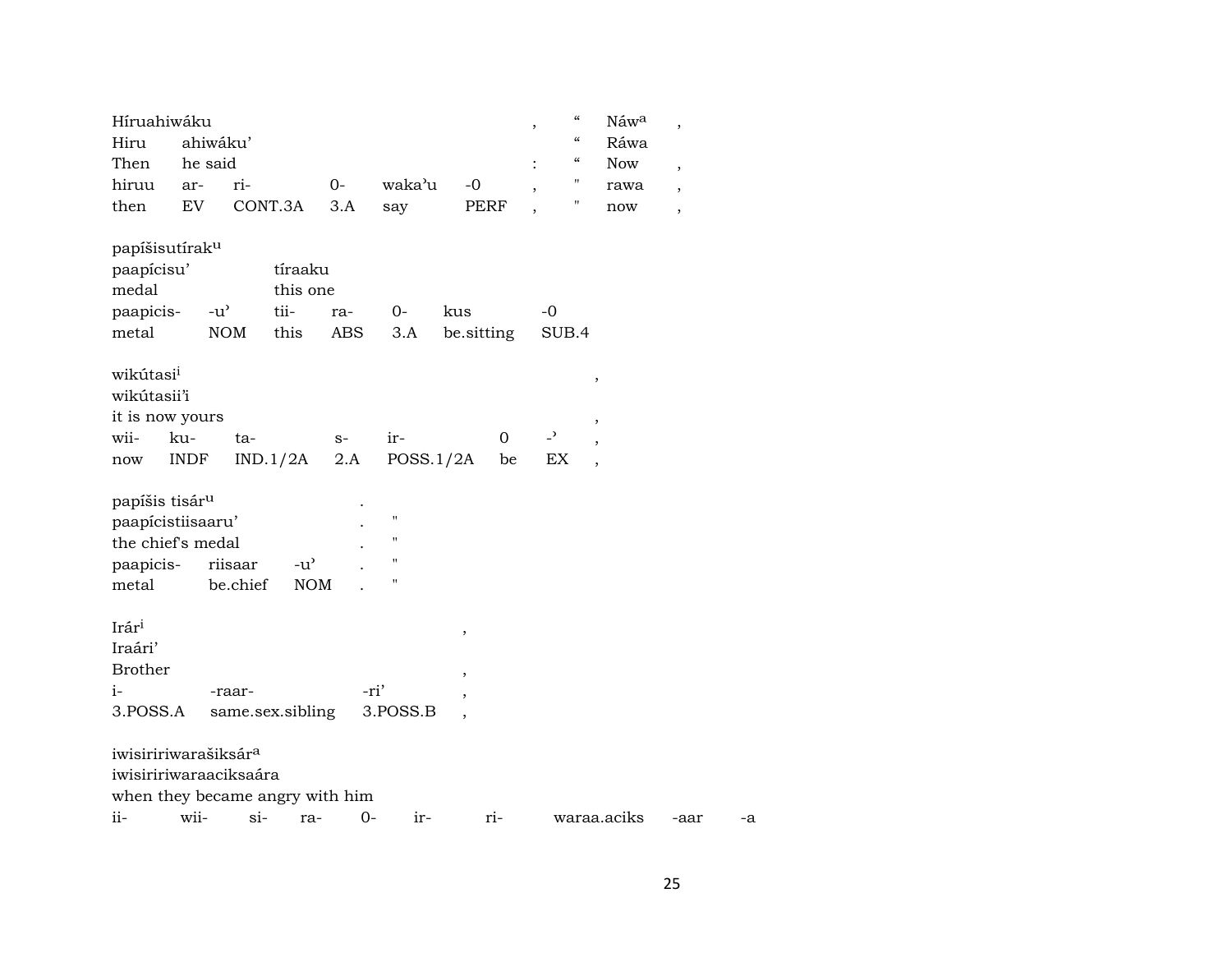| Híruahiwáku | | | | | | , | “ | Náw$^{a}$ | , |
|---|---|---|---|---|---|---|---|---|---|
| Hiru | ahiwáku’ | | | | | | “ | Ráwa | |
| Then | he said | | | | | : | “ | Now | , |
| hiruu | ar- | ri- | 0- | waka’u | -0 | , | " | rawa | , |
| then | EV | CONT.3A | 3.A | say | PERF | , | " | now | , |

| papíšisutírak$^{u}$ | | | | | | |
|---|---|---|---|---|---|---|
| paapícisu’ | | tíraaku | | | | |
| medal | | this one | | | | |
| paapicis- | -u’ | tii- | ra- | 0- | kus | -0 |
| metal | NOM | this | ABS | 3.A | be.sitting | SUB.4 |

| wikútasi$^{i}$ | | | | | | | , |
|---|---|---|---|---|---|---|---|
| wikútasii’i | | | | | | | |
| it is now yours | | | | | | | , |
| wii- | ku- | ta- | s- | ir- | 0 | -’ | , |
| now | INDF | IND.1/2A | 2.A | POSS.1/2A | be | EX | , |

| papíšis tisár$^{u}$ | | | . | |
|---|---|---|---|---|
| paapícistiisaaru’ | | | . | " |
| the chief's medal | | | . | " |
| paapicis- | riisaar | -u’ | . | " |
| metal | be.chief | NOM | . | " |

| Irár$^{i}$ | | | , |
|---|---|---|---|
| Iraári’ | | | |
| Brother | | | , |
| i- | -raar- | -ri’ | , |
| 3.POSS.A | same.sex.sibling | 3.POSS.B | , |

| iwisiririwarašiksár$^{a}$ | | | | | | | | | |
|---|---|---|---|---|---|---|---|---|---|
| iwisiririwaraaciksaára | | | | | | | | | |
| when they became angry with him | | | | | | | | | |
| ii- | wii- | si- | ra- | 0- | ir- | ri- | waraa.aciks | -aar | -a |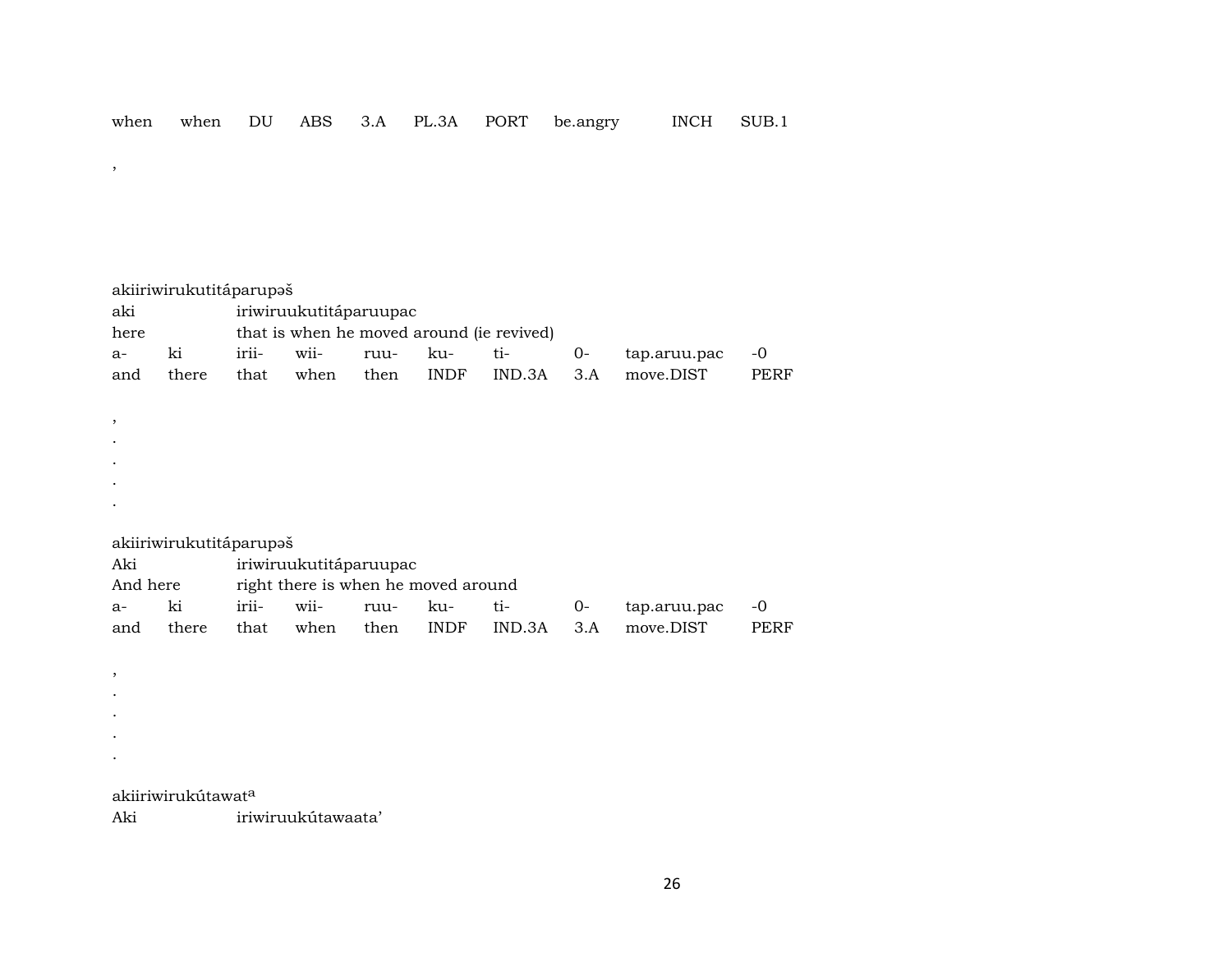when when DU ABS 3.A PL.3A PORT be.angry INCH SUB.1

,

akiiriwirukutitáparupəš

| aki | | iriwiruukutitáparuupac | | | | | | | |
|---|---|---|---|---|---|---|---|---|---|
| here | | that is when he moved around (ie revived) | | | | | | | |
| a- | ki | irii- | wii- | ruu- | ku- | ti- | 0- | tap.aruu.pac | -0 |
| and | there | that | when | then | INDF | IND.3A | 3.A | move.DIST | PERF |

,
.
.
.
.

akiiriwirukutitáparupəš

| Aki | | iriwiruukutitáparuupac | | | | | | | |
|---|---|---|---|---|---|---|---|---|---|
| And here | | right there is when he moved around | | | | | | | |
| a- | ki | irii- | wii- | ruu- | ku- | ti- | 0- | tap.aruu.pac | -0 |
| and | there | that | when | then | INDF | IND.3A | 3.A | move.DIST | PERF |

,
.
.
.
.

akiiriwirukútawat[a]

Aki iriwiruukútawaata’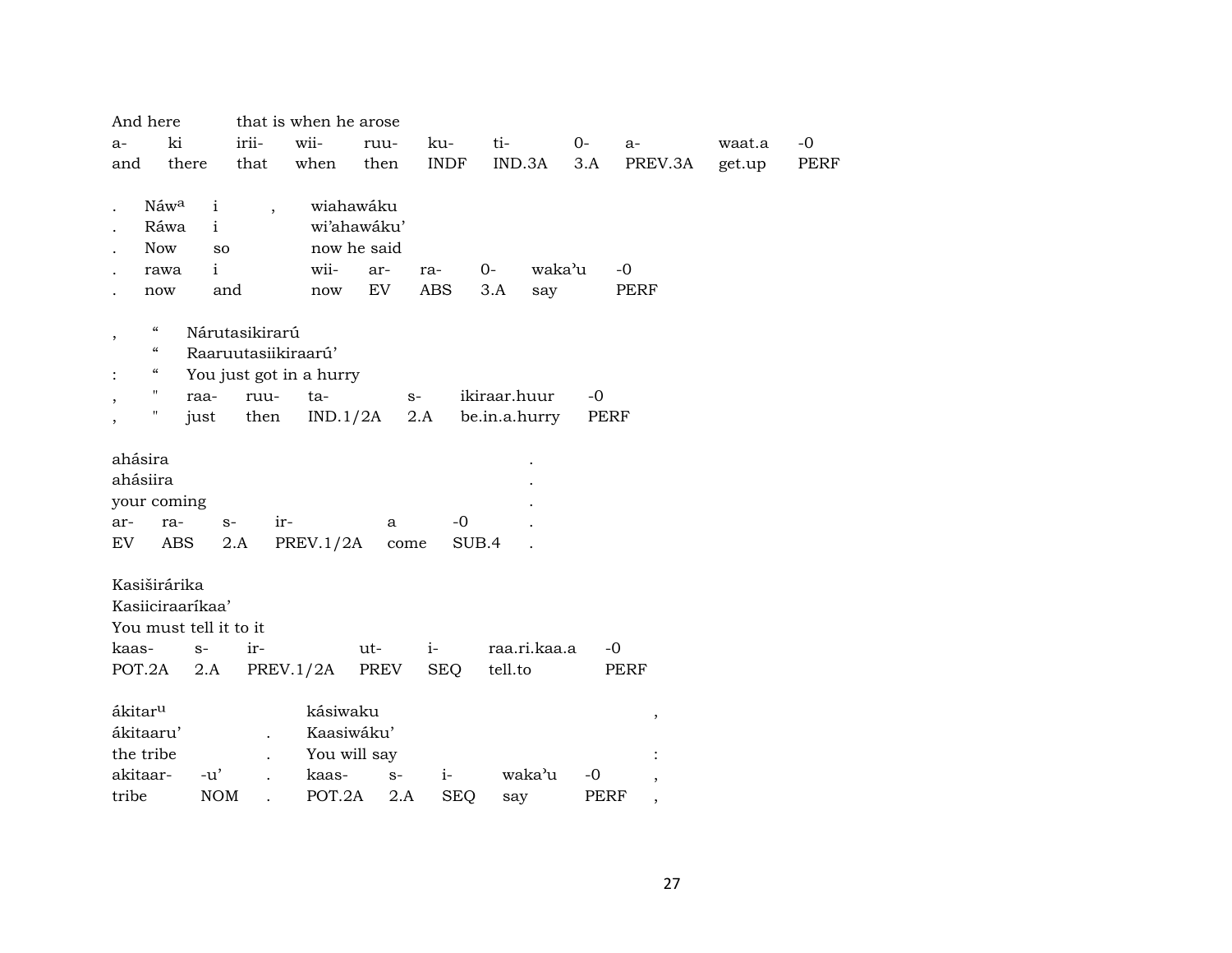| And here | | that is when he arose | | | | | | | | |
|---|---|---|---|---|---|---|---|---|---|---|
| a- | ki | irii- | wii- | ruu- | ku- | ti- | 0- | a- | waat.a | -0 |
| and | there | that | when | then | INDF | IND.3A | 3.A | PREV.3A | get.up | PERF |

| . | Náwᵃ | i | , | wiahawáku | | | | | |
|---|---|---|---|---|---|---|---|---|---|
| . | Ráwa | i | | wi'ahawáku' | | | | | |
| . | Now | so | | now he said | | | | | |
| . | rawa | i | | wii- | ar- | ra- | 0- | waka'u | -0 |
| . | now | and | | now | EV | ABS | 3.A | say | PERF |

| , | " | Nárutasikirarú | | | | |
|---|---|---|---|---|---|---|
| | " | Raaruutasiikiraarú' | | | | |
| : | " | You just got in a hurry | | | | |
| , | " | raa- | ruu- | ta- | s- | ikiraar.huur | -0 |
| , | " | just | then | IND.1/2A | 2.A | be.in.a.hurry | PERF |

| ahásira | | | | | | . |
|---|---|---|---|---|---|---|
| ahásiira | | | | | | . |
| your coming | | | | | | . |
| ar- | ra- | s- | ir- | a | -0 | . |
| EV | ABS | 2.A | PREV.1/2A | come | SUB.4 | . |

| Kasiširárika | | | | | | |
|---|---|---|---|---|---|---|
| Kasiiciraaríkaa' | | | | | | |
| You must tell it to it | | | | | | |
| kaas- | s- | ir- | ut- | i- | raa.ri.kaa.a | -0 |
| POT.2A | 2.A | PREV.1/2A | PREV | SEQ | tell.to | PERF |

| ákitarᵘ | | | kásiwaku | | | | | , |
|---|---|---|---|---|---|---|---|---|
| ákitaaru' | | . | Kaasiwáku' | | | | | |
| the tribe | | . | You will say | | | | | : |
| akitaar- | -u' | . | kaas- | s- | i- | waka'u | -0 | , |
| tribe | NOM | . | POT.2A | 2.A | SEQ | say | PERF | , |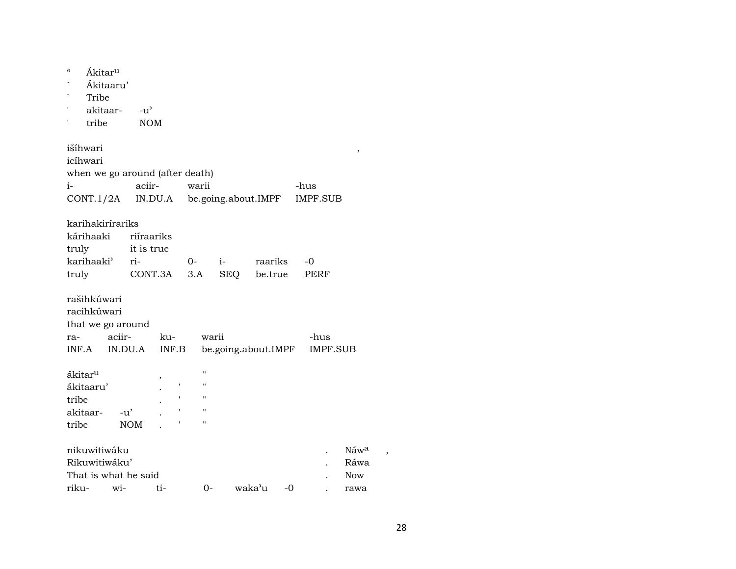“ Ákitar^u^
` Ákitaaru’
` Tribe
' akitaar- -u’
' tribe NOM

| išíhwari | | | | , |
|---|---|---|---|---|
| icíhwari | | | | |
| when we go around (after death) | | | | |
| i- | aciir- | warii | -hus | |
| CONT.1/2A | IN.DU.A | be.going.about.IMPF | IMPF.SUB | |

| karihakiríraríks | | | | | |
|---|---|---|---|---|---|
| kárihaaki | riíraariks | | | | |
| truly | it is true | | | | |
| karihaaki’ | ri- | 0- | i- | raariks | -0 |
| truly | CONT.3A | 3.A | SEQ | be.true | PERF |

| rašihkúwari | | | | |
|---|---|---|---|---|
| racihkúwari | | | | |
| that we go around | | | | |
| ra- | aciir- | ku- | warii | -hus |
| INF.A | IN.DU.A | INF.B | be.going.about.IMPF | IMPF.SUB |

| ákitar^u^ | | , | | " |
|---|---|---|---|---|
| ákitaaru’ | | . | ' | " |
| tribe | | . | ' | " |
| akitaar- | -u’ | . | ' | " |
| tribe | NOM | . | ' | " |

| nikuwitiwáku | | | | | | . | Náw^a^ , |
|---|---|---|---|---|---|---|---|
| Rikuwitiwáku’ | | | | | | . | Ráwa |
| That is what he said | | | | | | . | Now |
| riku- | wi- | ti- | 0- | waka’u | -0 | . | rawa |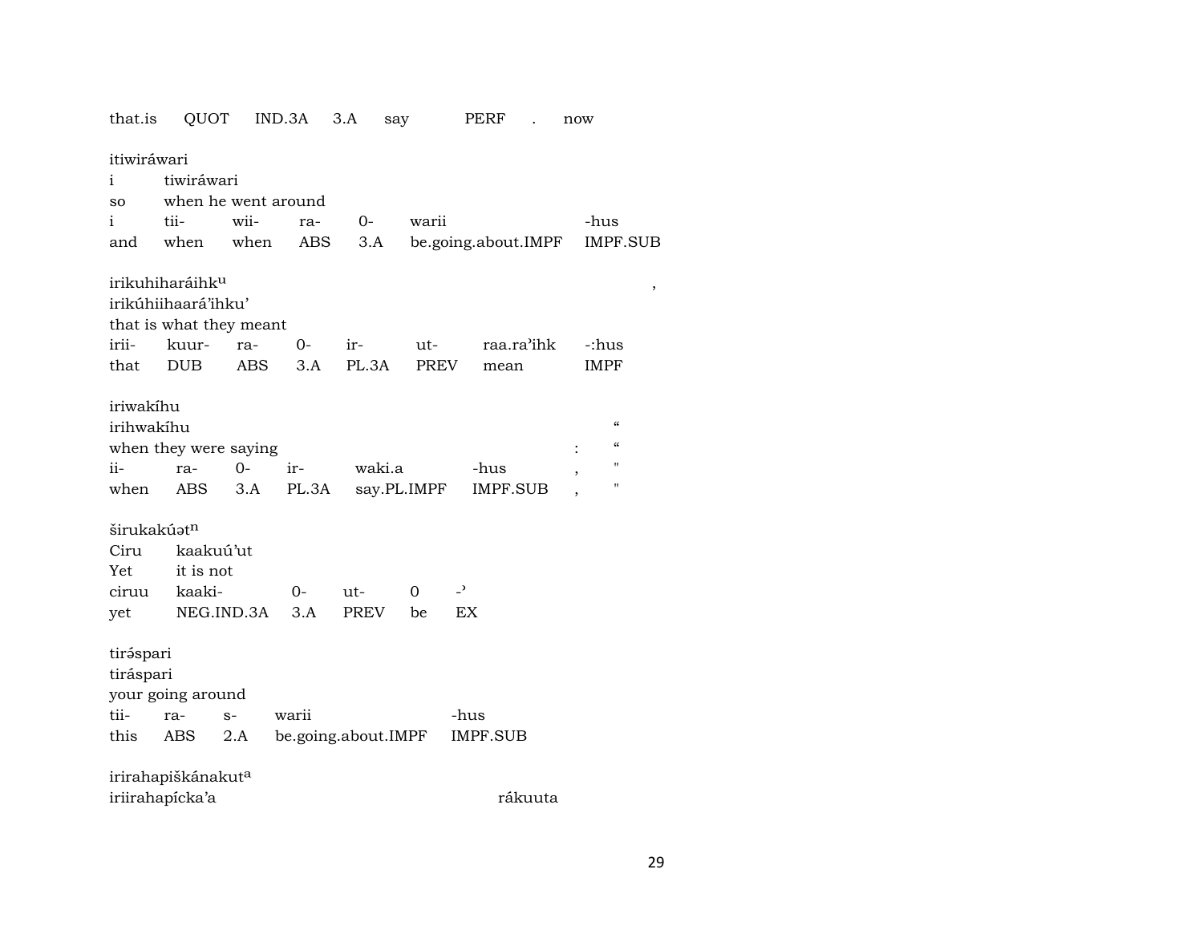that.is QUOT IND.3A 3.A say PERF . now

itiwiráwari
i tiwiráwari
so when he went around
i tii- wii- ra- 0- warii -hus
and when when ABS 3.A be.going.about.IMPF IMPF.SUB

irikuhiharáihk[u] ,
irikúhiihaará'ihku'
that is what they meant
irii- kuur- ra- 0- ir- ut- raa.ra'ihk -:hus
that DUB ABS 3.A PL.3A PREV mean IMPF

iriwakíhu
irihwakíhu "
when they were saying : "
ii- ra- 0- ir- waki.a -hus , "
when ABS 3.A PL.3A say.PL.IMPF IMPF.SUB , "

širukakúət[n]
Ciru kaakuú'ut
Yet it is not
ciruu kaaki- 0- ut- 0 -'
yet NEG.IND.3A 3.A PREV be EX

tirə́spari
tiráspari
your going around
tii- ra- s- warii -hus
this ABS 2.A be.going.about.IMPF IMPF.SUB

irirahapiškánakut[a]
iriirahapícka'a rákuuta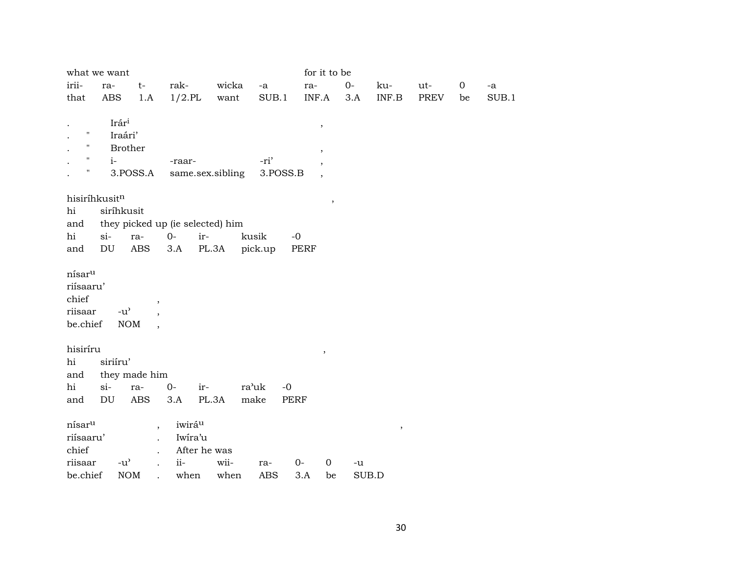| what we want | | | | | | for it to be | | | | | |
|---|---|---|---|---|---|---|---|---|---|---|---|
| irii- | ra- | t- | rak- | wicka | -a | ra- | 0- | ku- | ut- | 0 | -a |
| that | ABS | 1.A | 1/2.PL | want | SUB.1 | INF.A | 3.A | INF.B | PREV | be | SUB.1 |

| | | | | |
|---|---|---|---|---|
| . | | Irár[i] | | , |
| . | " | Iraári’ | | |
| . | " | Brother | | , |
| . | " | i- | -raar- | -ri’ , |
| . | " | 3.POSS.A | same.sex.sibling | 3.POSS.B , |

hisiríhkusit[n] ,

| hi | siríhkusit | | | | | |
|---|---|---|---|---|---|---|
| and | they picked up (ie selected) him | | | | | |
| hi | si- | ra- | 0- | ir- | kusik | -0 |
| and | DU | ABS | 3.A | PL.3A | pick.up | PERF |

nísar[u]
riísaaru’

| | | |
|---|---|---|
| chief | | , |
| riisaar | -u’ | , |
| be.chief | NOM | , |

hisiríru ,

| hi | siriíru’ | | | | | |
|---|---|---|---|---|---|---|
| and | they made him | | | | | |
| hi | si- | ra- | 0- | ir- | ra’uk | -0 |
| and | DU | ABS | 3.A | PL.3A | make | PERF |

| nísar[u] | | , | iwirá[u] | | | | | ,|
|---|---|---|---|---|---|---|---|---|
| riísaaru’ | | . | Iwíra’u | | | | | |
| chief | | . | After he was | | | | | |
| riisaar | -u’ | . | ii- | wii- | ra- | 0- | 0 | -u |
| be.chief | NOM | . | when | when | ABS | 3.A | be | SUB.D |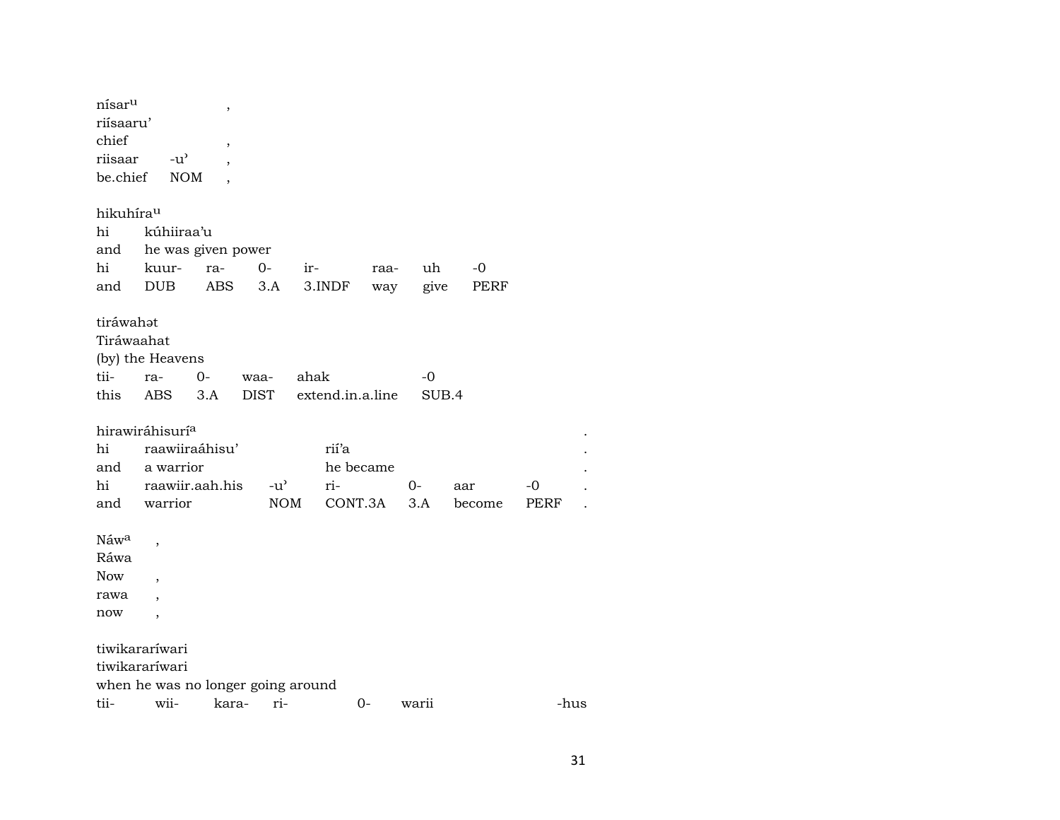nísar^u ,
riísaaru'
chief ,

| riisaar | -u' | , |
|---|---|---|
| be.chief | NOM | , |

hikuhíra^u

| hi | kúhiiraa'u | | | | | | |
|---|---|---|---|---|---|---|---|
| and | he was given power | | | | | | |
| hi | kuur- | ra- | 0- | ir- | raa- | uh | -0 |
| and | DUB | ABS | 3.A | 3.INDF | way | give | PERF |

tiráwahət
Tiráwaahat
(by) the Heavens

| tii- | ra- | 0- | waa- | ahak | -0 |
|---|---|---|---|---|---|
| this | ABS | 3.A | DIST | extend.in.a.line | SUB.4 |

hirawiráhisurí^a .

| hi | raawiiraáhisu' | | rií'a | | | | . |
|---|---|---|---|---|---|---|---|
| and | a warrior | | he became | | | | . |
| hi | raawiir.aah.his | -u' | ri- | 0- | aar | -0 | . |
| and | warrior | NOM | CONT.3A | 3.A | become | PERF | . |

Náw^a ,
Ráwa
Now ,

| rawa | , |
|---|---|
| now | , |

tiwikararíwari
tiwikararíwari
when he was no longer going around

| tii- | wii- | kara- | ri- | 0- | warii | -hus |
|---|---|---|---|---|---|---|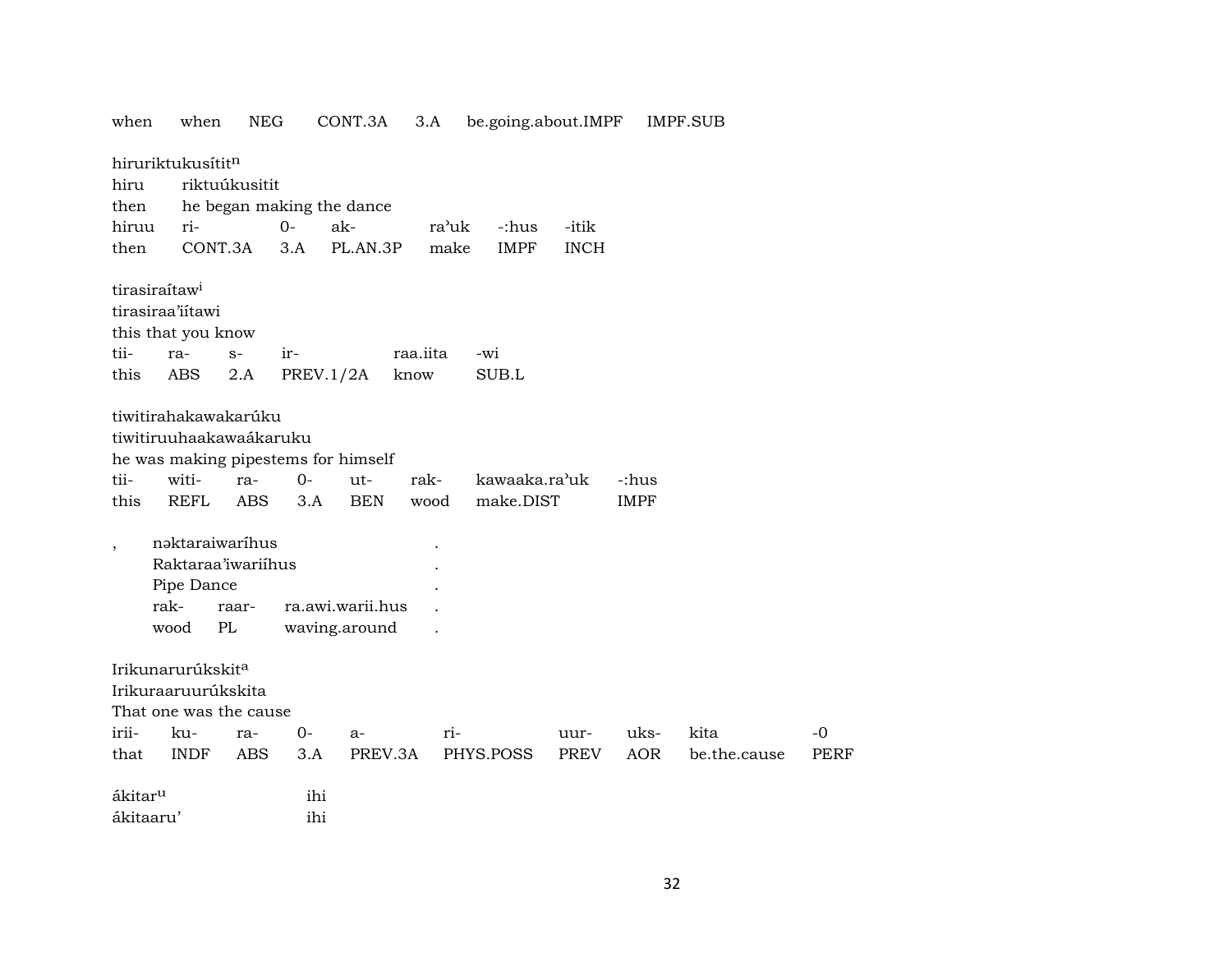| when | when | NEG | CONT.3A | 3.A | be.going.about.IMPF | IMPF.SUB |
|---|---|---|---|---|---|---|

hiruriktukusítit[n]

| hiru | riktuúkusitit | | | | | |
|---|---|---|---|---|---|---|
| then | he began making the dance | | | | | |
| hiruu | ri- | 0- | ak- | ra'uk | -:hus | -itik |
| then | CONT.3A | 3.A | PL.AN.3P | make | IMPF | INCH |

tirasiraítaw[i]

tirasiraa'iítawi

this that you know

| tii- | ra- | s- | ir- | raa.iita | -wi |
|---|---|---|---|---|---|
| this | ABS | 2.A | PREV.1/2A | know | SUB.L |

tiwitirahakawakarúku

tiwitiruuhaakawaákaruku

he was making pipestems for himself

| tii- | witi- | ra- | 0- | ut- | rak- | kawaaka.ra'uk | -:hus |
|---|---|---|---|---|---|---|---|
| this | REFL | ABS | 3.A | BEN | wood | make.DIST | IMPF |

| , | nəktaraiwaríhus | | | . |
|---|---|---|---|---|
| | Raktaraa'iwariíhus | | | . |
| | Pipe Dance | | | . |
| | rak- | raar- | ra.awi.warii.hus | . |
| | wood | PL | waving.around | . |

Irikunarurúkskit[a]

Irikuraaruurúkskita

That one was the cause

| irii- | ku- | ra- | 0- | a- | ri- | uur- | uks- | kita | -0 |
|---|---|---|---|---|---|---|---|---|---|
| that | INDF | ABS | 3.A | PREV.3A | PHYS.POSS | PREV | AOR | be.the.cause | PERF |

| ákitar[u] | ihi |
|---|---|
| ákitaaru' | ihi |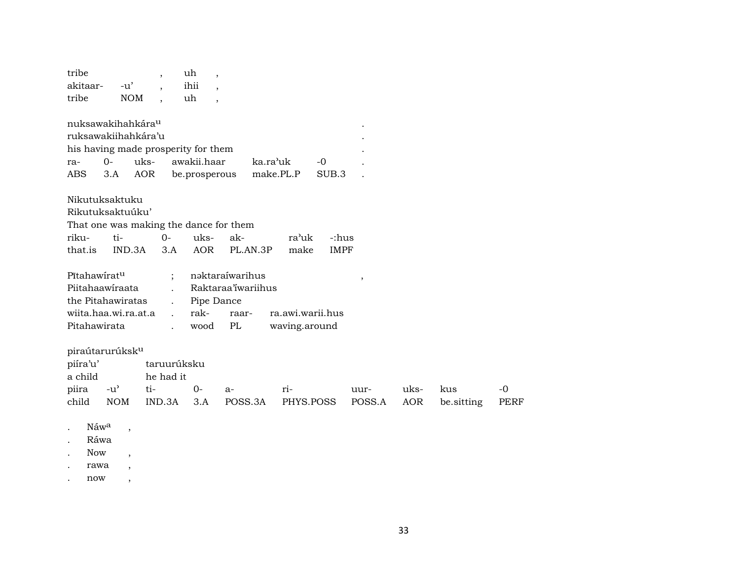| tribe | | , | uh | , |
|---|---|---|---|---|
| akitaar- | -u’ | , | ihii | , |
| tribe | NOM | , | uh | , |

| nuksawakihahkára[u] | | | | | | . |
|---|---|---|---|---|---|---|
| ruksawakiihahkára’u | | | | | | . |
| his having made prosperity for them | | | | | | . |
| ra- | 0- | uks- | awakii.haar | ka.ra’uk | -0 | . |
| ABS | 3.A | AOR | be.prosperous | make.PL.P | SUB.3 | . |

| Nikutuksaktuku | | | | | | |
|---|---|---|---|---|---|---|
| Rikutuksaktuúku’ | | | | | | |
| That one was making the dance for them | | | | | | |
| riku- | ti- | 0- | uks- | ak- | ra’uk | -:hus |
| that.is | IND.3A | 3.A | AOR | PL.AN.3P | make | IMPF |

| Pītahawírat[u] | ; | nəktaraíwarihus | | | , |
|---|---|---|---|---|---|
| Piitahaawíraata | . | Raktaraa’íwariihus | | | |
| the Pitahawiratas | . | Pipe Dance | | | |
| wiita.haa.wi.ra.at.a | . | rak- | raar- | ra.awi.warii.hus | |
| Pitahawirata | . | wood | PL | waving.around | |

| piraútarurúksk[u] | | | | | | | | | |
|---|---|---|---|---|---|---|---|---|---|
| piíra’u’ | | taruurúksku | | | | | | | |
| a child | | he had it | | | | | | | |
| piira | -u’ | ti- | 0- | a- | ri- | uur- | uks- | kus | -0 |
| child | NOM | IND.3A | 3.A | POSS.3A | PHYS.POSS | POSS.A | AOR | be.sitting | PERF |

| . | Náw[a] | , |
|---|---|---|
| . | Ráwa | |
| . | Now | , |
| . | rawa | , |
| . | now | , |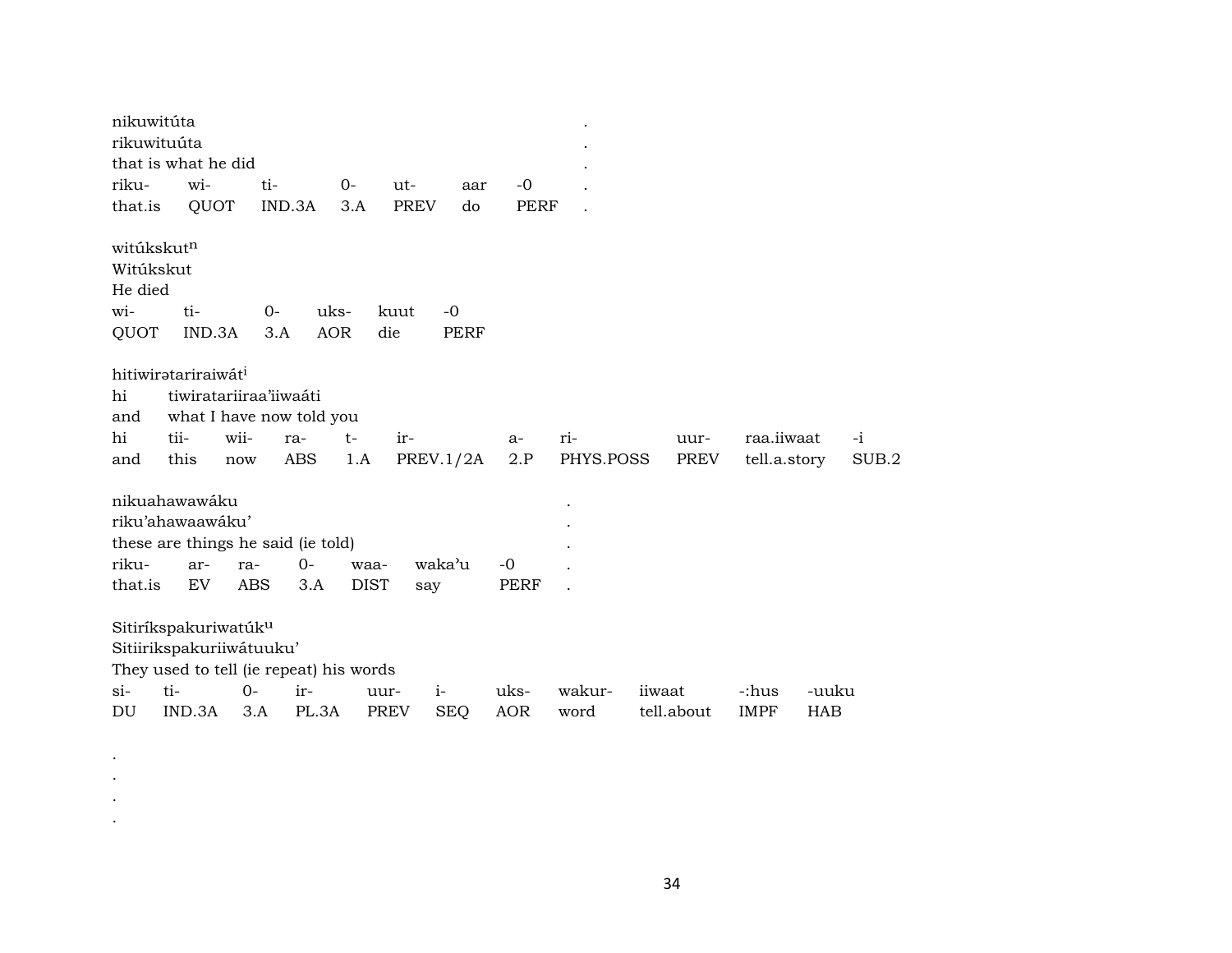nikuwitúta .
rikuwituúta .
that is what he did .

| riku- | wi- | ti- | 0- | ut- | aar | -0 | . |
|---|---|---|---|---|---|---|---|
| that.is | QUOT | IND.3A | 3.A | PREV | do | PERF | . |

witúkskut[n]
Witúkskut
He died

| wi- | ti- | 0- | uks- | kuut | -0 |
|---|---|---|---|---|---|
| QUOT | IND.3A | 3.A | AOR | die | PERF |

hitiwirətariraiwát[i]
hi tiwiratariiraa'iiwaáti
and what I have now told you

| hi | tii- | wii- | ra- | t- | ir- | a- | ri- | uur- | raa.iiwaat | -i |
|---|---|---|---|---|---|---|---|---|---|---|
| and | this | now | ABS | 1.A | PREV.1/2A | 2.P | PHYS.POSS | PREV | tell.a.story | SUB.2 |

nikuahawawáku .
riku'ahawaawáku' .
these are things he said (ie told) .

| riku- | ar- | ra- | 0- | waa- | waka'u | -0 | . |
|---|---|---|---|---|---|---|---|
| that.is | EV | ABS | 3.A | DIST | say | PERF | . |

Sitiríkspakuriwatúk[u]
Sitiirikspakuriiwátuuku'
They used to tell (ie repeat) his words

| si- | ti- | 0- | ir- | uur- | i- | uks- | wakur- | iiwaat | -:hus | -uuku |
|---|---|---|---|---|---|---|---|---|---|---|
| DU | IND.3A | 3.A | PL.3A | PREV | SEQ | AOR | word | tell.about | IMPF | HAB |

.
.
.
.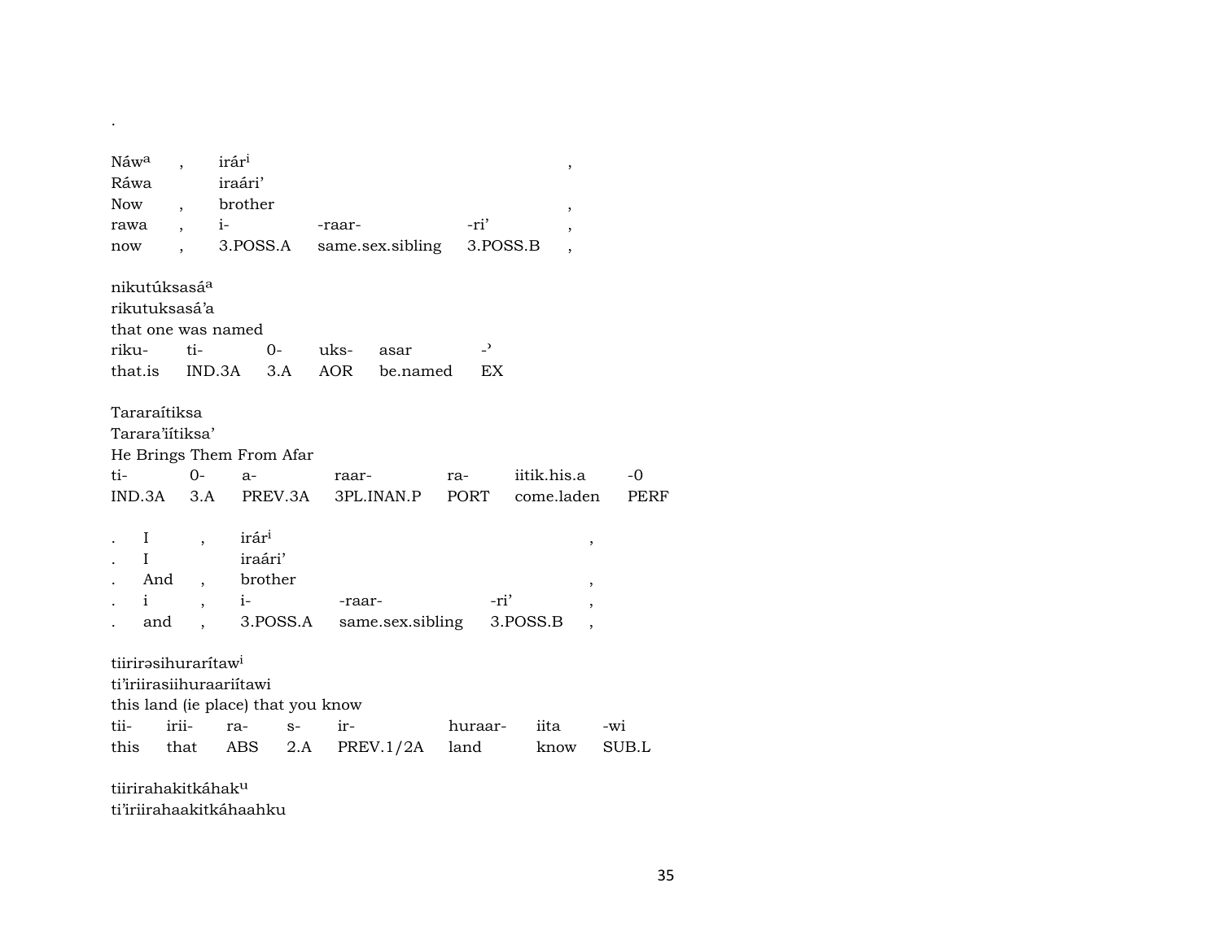.

Náwa , irári ,
Ráwa iraári'
Now , brother ,
rawa , i- -raar- -ri' ,
now , 3.POSS.A same.sex.sibling 3.POSS.B ,

nikutúksasáa
rikutuksasá'a
that one was named
riku- ti- 0- uks- asar -ʾ
that.is IND.3A 3.A AOR be.named EX

Tararaítiksa
Tarara'iítiksa'
He Brings Them From Afar
ti- 0- a- raar- ra- iitik.his.a -0
IND.3A 3.A PREV.3A 3PL.INAN.P PORT come.laden PERF

. I , irári ,
. I iraári'
. And , brother ,
. i , i- -raar- -ri' ,
. and , 3.POSS.A same.sex.sibling 3.POSS.B ,

tiirirəsihurarítawi
ti'iriirasiihuraariítawi
this land (ie place) that you know
tii- irii- ra- s- ir- huraar- iita -wi
this that ABS 2.A PREV.1/2A land know SUB.L

tiirirahakitkáhaku
ti'iriirahaakitkáhaahku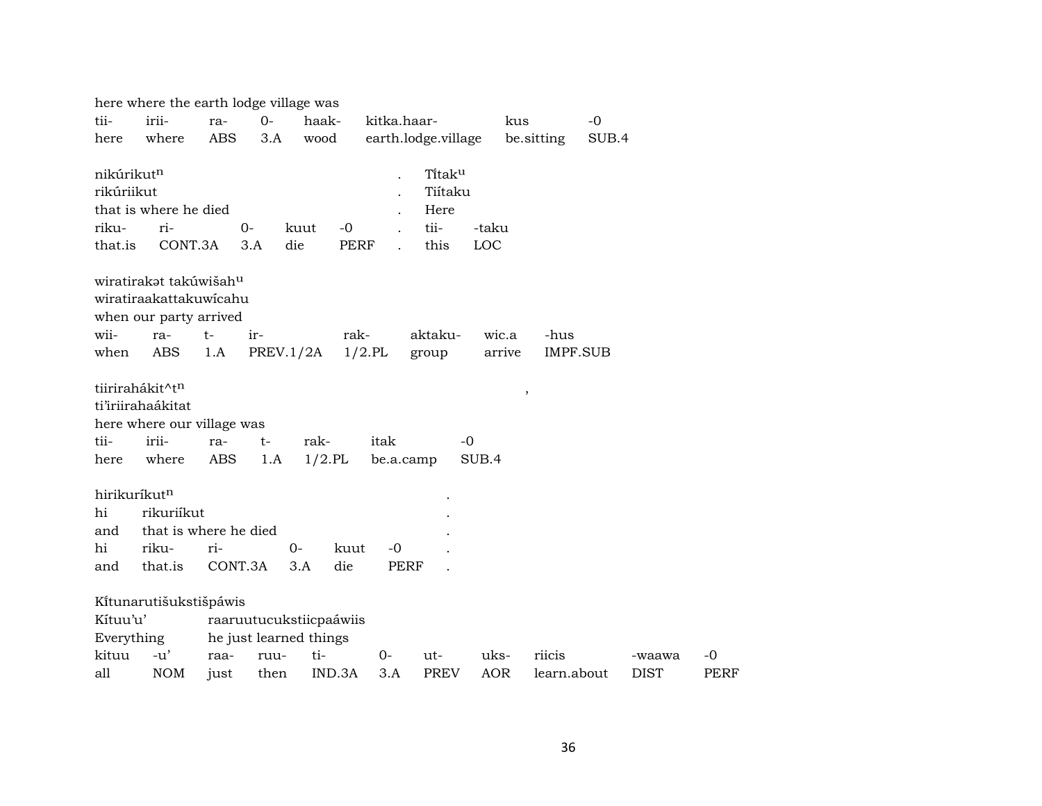here where the earth lodge village was

| tii- | irii- | ra- | 0- | haak- | kitka.haar- | kus | -0 |
|---|---|---|---|---|---|---|---|
| here | where | ABS | 3.A | wood | earth.lodge.village | be.sitting | SUB.4 |

nikúrikut$^{n}$ . Tĭtak$^{u}$
rikúriikut . Tiítaku
that is where he died . Here

| riku- | ri- | 0- | kuut | -0 | . | tii- | -taku |
|---|---|---|---|---|---|---|---|
| that.is | CONT.3A | 3.A | die | PERF | . | this | LOC |

wiratirakət takúwišah$^{u}$
wiratiraakattakuwícahu
when our party arrived

| wii- | ra- | t- | ir- | rak- | aktaku- | wic.a | -hus |
|---|---|---|---|---|---|---|---|
| when | ABS | 1.A | PREV.1/2A | 1/2.PL | group | arrive | IMPF.SUB |

tiirirahákit^t$^{n}$ ,
ti'iriirahaákitat
here where our village was

| tii- | irii- | ra- | t- | rak- | itak | -0 |
|---|---|---|---|---|---|---|
| here | where | ABS | 1.A | 1/2.PL | be.a.camp | SUB.4 |

hirikuríkut$^{n}$ .
hi rikuriíkut .
and that is where he died .

| hi | riku- | ri- | 0- | kuut | -0 | . |
|---|---|---|---|---|---|---|
| and | that.is | CONT.3A | 3.A | die | PERF | . |

Kĭtunarutišukstišpáwis
Kítuu'u' raaruutucukstiicpaáwiis
Everything he just learned things

| kituu | -u' | raa- | ruu- | ti- | 0- | ut- | uks- | riicis | -waawa | -0 |
|---|---|---|---|---|---|---|---|---|---|---|
| all | NOM | just | then | IND.3A | 3.A | PREV | AOR | learn.about | DIST | PERF |